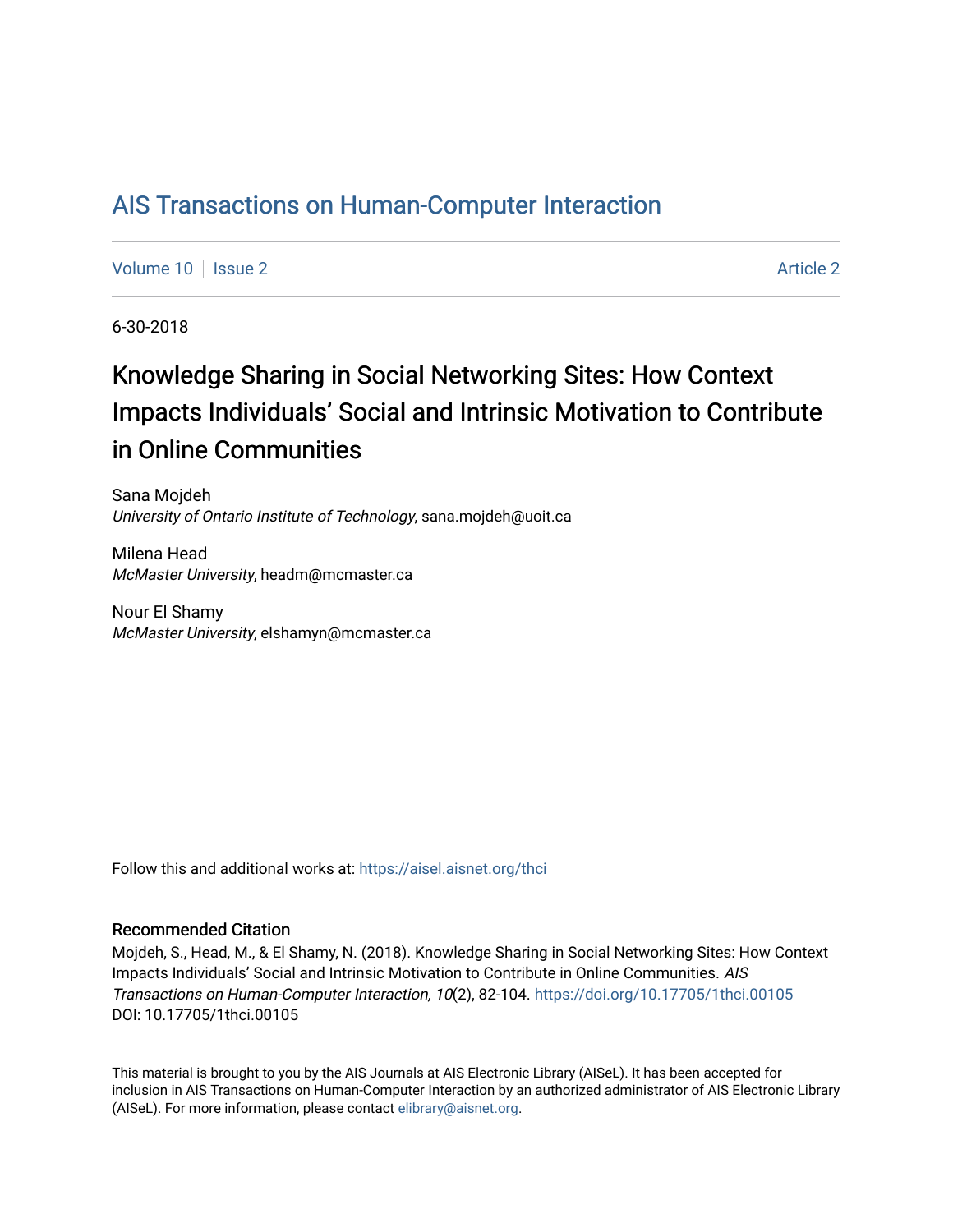# AIS Transactions on Human-Computer Interaction

Volume 10 | Issue 2 Article 2

6-30-2018

## Knowledge Sharing in Social Networking Sites: How Context Impacts Individuals' Social and Intrinsic Motivation to Contribute in Online Communities

Sana Mojdeh
*University of Ontario Institute of Technology*, sana.mojdeh@uoit.ca

Milena Head
*McMaster University*, headm@mcmaster.ca

Nour El Shamy
*McMaster University*, elshamyn@mcmaster.ca

Follow this and additional works at: https://aisel.aisnet.org/thci

### Recommended Citation

Mojdeh, S., Head, M., & El Shamy, N. (2018). Knowledge Sharing in Social Networking Sites: How Context Impacts Individuals' Social and Intrinsic Motivation to Contribute in Online Communities. *AIS Transactions on Human-Computer Interaction, 10*(2), 82-104. https://doi.org/10.17705/1thci.00105
DOI: 10.17705/1thci.00105

This material is brought to you by the AIS Journals at AIS Electronic Library (AISeL). It has been accepted for inclusion in AIS Transactions on Human-Computer Interaction by an authorized administrator of AIS Electronic Library (AISeL). For more information, please contact elibrary@aisnet.org.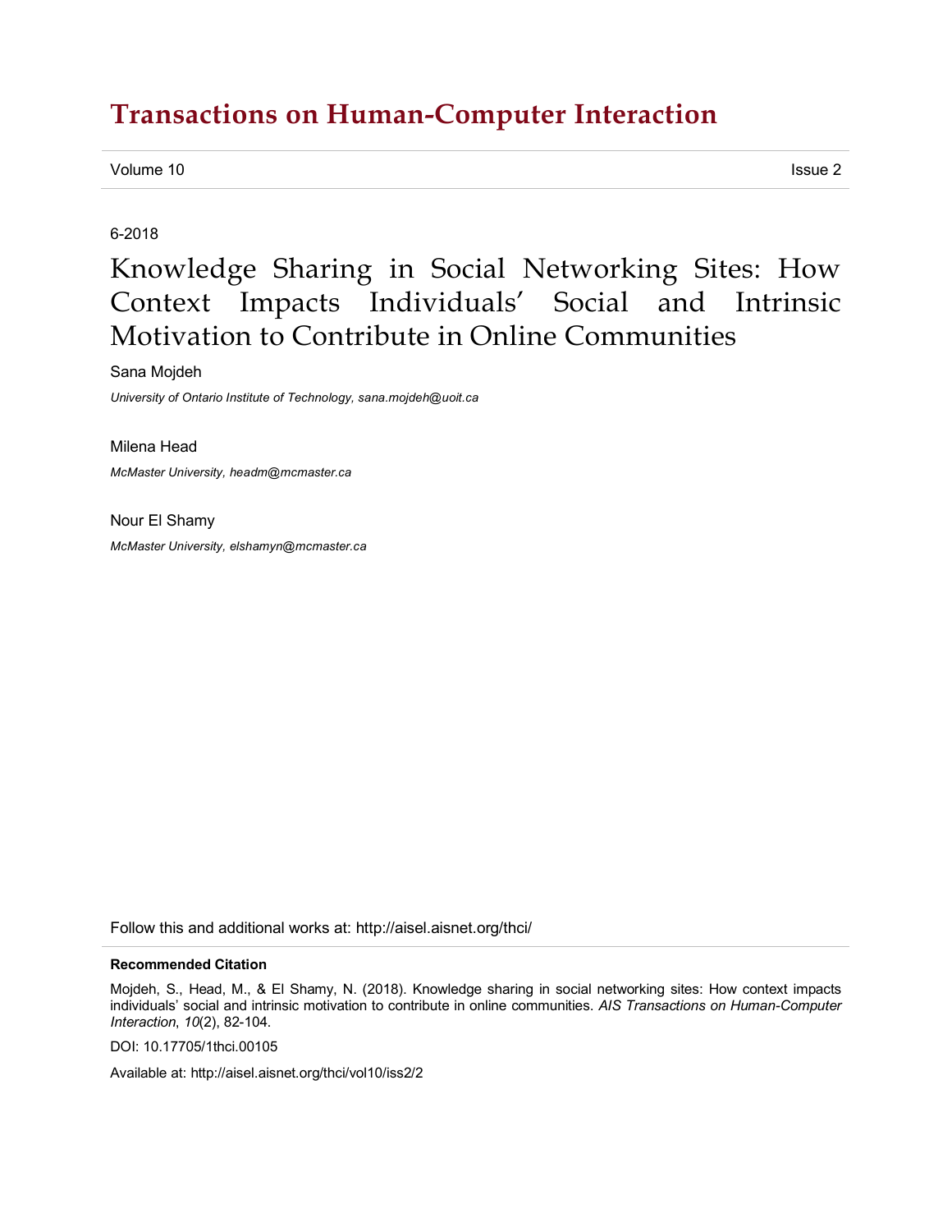# Transactions on Human-Computer Interaction

Volume 10 Issue 2

6-2018

# Knowledge Sharing in Social Networking Sites: How Context Impacts Individuals' Social and Intrinsic Motivation to Contribute in Online Communities

Sana Mojdeh

*University of Ontario Institute of Technology, sana.mojdeh@uoit.ca*

Milena Head

*McMaster University, headm@mcmaster.ca*

Nour El Shamy

*McMaster University, elshamyn@mcmaster.ca*

Follow this and additional works at: http://aisel.aisnet.org/thci/

**Recommended Citation**

Mojdeh, S., Head, M., & El Shamy, N. (2018). Knowledge sharing in social networking sites: How context impacts individuals' social and intrinsic motivation to contribute in online communities. *AIS Transactions on Human-Computer Interaction*, *10*(2), 82-104.

DOI: 10.17705/1thci.00105

Available at: http://aisel.aisnet.org/thci/vol10/iss2/2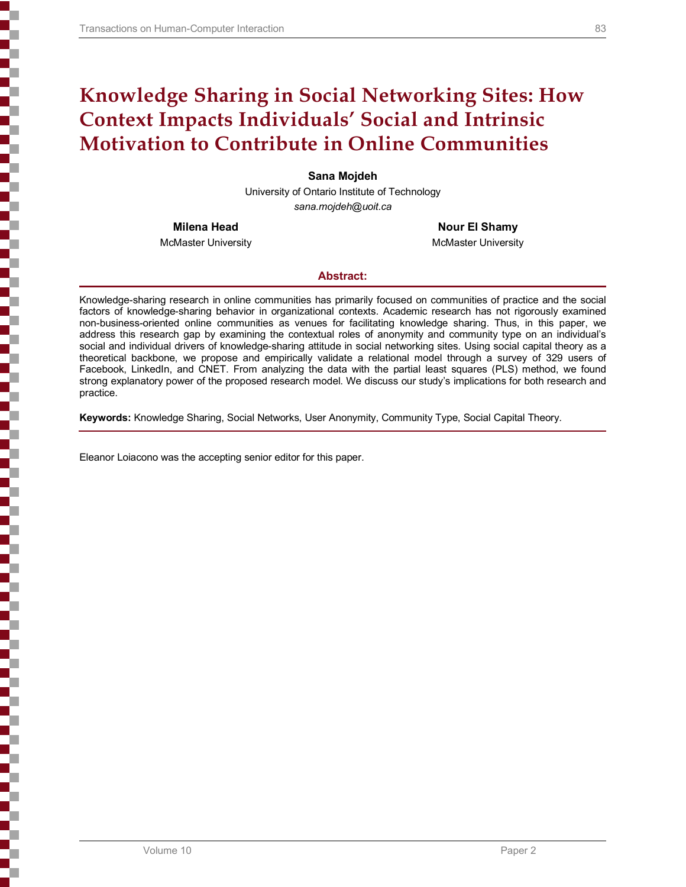# Knowledge Sharing in Social Networking Sites: How Context Impacts Individuals' Social and Intrinsic Motivation to Contribute in Online Communities

**Sana Mojdeh**

University of Ontario Institute of Technology

*sana.mojdeh@uoit.ca*

**Milena Head**

McMaster University

**Nour El Shamy**

McMaster University

## Abstract:

Knowledge-sharing research in online communities has primarily focused on communities of practice and the social factors of knowledge-sharing behavior in organizational contexts. Academic research has not rigorously examined non-business-oriented online communities as venues for facilitating knowledge sharing. Thus, in this paper, we address this research gap by examining the contextual roles of anonymity and community type on an individual's social and individual drivers of knowledge-sharing attitude in social networking sites. Using social capital theory as a theoretical backbone, we propose and empirically validate a relational model through a survey of 329 users of Facebook, LinkedIn, and CNET. From analyzing the data with the partial least squares (PLS) method, we found strong explanatory power of the proposed research model. We discuss our study's implications for both research and practice.

**Keywords:** Knowledge Sharing, Social Networks, User Anonymity, Community Type, Social Capital Theory.

Eleanor Loiacono was the accepting senior editor for this paper.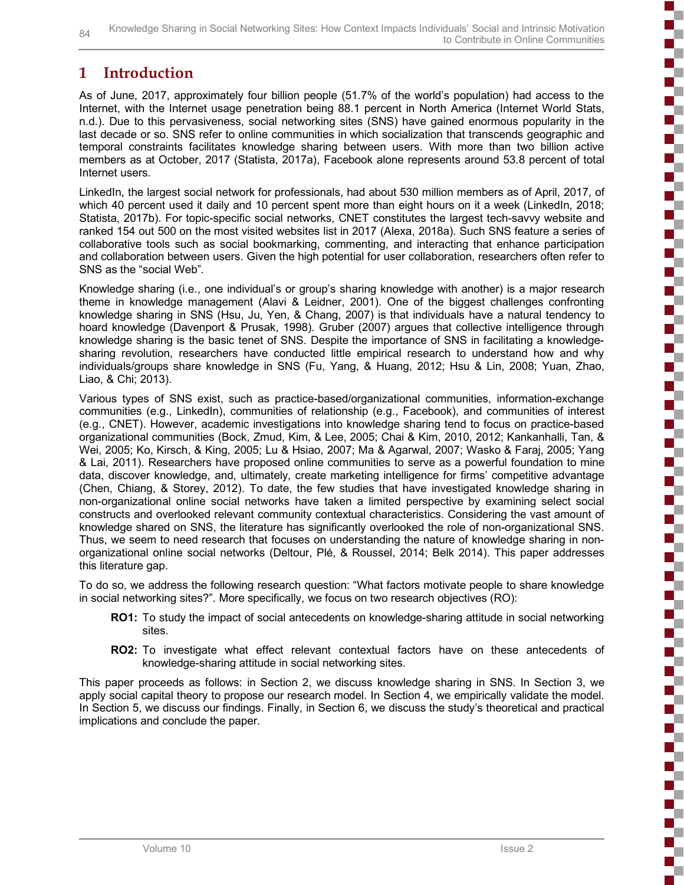# 1 Introduction

As of June, 2017, approximately four billion people (51.7% of the world's population) had access to the Internet, with the Internet usage penetration being 88.1 percent in North America (Internet World Stats, n.d.). Due to this pervasiveness, social networking sites (SNS) have gained enormous popularity in the last decade or so. SNS refer to online communities in which socialization that transcends geographic and temporal constraints facilitates knowledge sharing between users. With more than two billion active members as at October, 2017 (Statista, 2017a), Facebook alone represents around 53.8 percent of total Internet users.

LinkedIn, the largest social network for professionals, had about 530 million members as of April, 2017, of which 40 percent used it daily and 10 percent spent more than eight hours on it a week (LinkedIn, 2018; Statista, 2017b). For topic-specific social networks, CNET constitutes the largest tech-savvy website and ranked 154 out 500 on the most visited websites list in 2017 (Alexa, 2018a). Such SNS feature a series of collaborative tools such as social bookmarking, commenting, and interacting that enhance participation and collaboration between users. Given the high potential for user collaboration, researchers often refer to SNS as the "social Web".

Knowledge sharing (i.e., one individual's or group's sharing knowledge with another) is a major research theme in knowledge management (Alavi & Leidner, 2001). One of the biggest challenges confronting knowledge sharing in SNS (Hsu, Ju, Yen, & Chang, 2007) is that individuals have a natural tendency to hoard knowledge (Davenport & Prusak, 1998). Gruber (2007) argues that collective intelligence through knowledge sharing is the basic tenet of SNS. Despite the importance of SNS in facilitating a knowledge-sharing revolution, researchers have conducted little empirical research to understand how and why individuals/groups share knowledge in SNS (Fu, Yang, & Huang, 2012; Hsu & Lin, 2008; Yuan, Zhao, Liao, & Chi; 2013).

Various types of SNS exist, such as practice-based/organizational communities, information-exchange communities (e.g., LinkedIn), communities of relationship (e.g., Facebook), and communities of interest (e.g., CNET). However, academic investigations into knowledge sharing tend to focus on practice-based organizational communities (Bock, Zmud, Kim, & Lee, 2005; Chai & Kim, 2010, 2012; Kankanhalli, Tan, & Wei, 2005; Ko, Kirsch, & King, 2005; Lu & Hsiao, 2007; Ma & Agarwal, 2007; Wasko & Faraj, 2005; Yang & Lai, 2011). Researchers have proposed online communities to serve as a powerful foundation to mine data, discover knowledge, and, ultimately, create marketing intelligence for firms' competitive advantage (Chen, Chiang, & Storey, 2012). To date, the few studies that have investigated knowledge sharing in non-organizational online social networks have taken a limited perspective by examining select social constructs and overlooked relevant community contextual characteristics. Considering the vast amount of knowledge shared on SNS, the literature has significantly overlooked the role of non-organizational SNS. Thus, we seem to need research that focuses on understanding the nature of knowledge sharing in non-organizational online social networks (Deltour, Plé, & Roussel, 2014; Belk 2014). This paper addresses this literature gap.

To do so, we address the following research question: "What factors motivate people to share knowledge in social networking sites?". More specifically, we focus on two research objectives (RO):

- **RO1:** To study the impact of social antecedents on knowledge-sharing attitude in social networking sites.
- **RO2:** To investigate what effect relevant contextual factors have on these antecedents of knowledge-sharing attitude in social networking sites.

This paper proceeds as follows: in Section 2, we discuss knowledge sharing in SNS. In Section 3, we apply social capital theory to propose our research model. In Section 4, we empirically validate the model. In Section 5, we discuss our findings. Finally, in Section 6, we discuss the study's theoretical and practical implications and conclude the paper.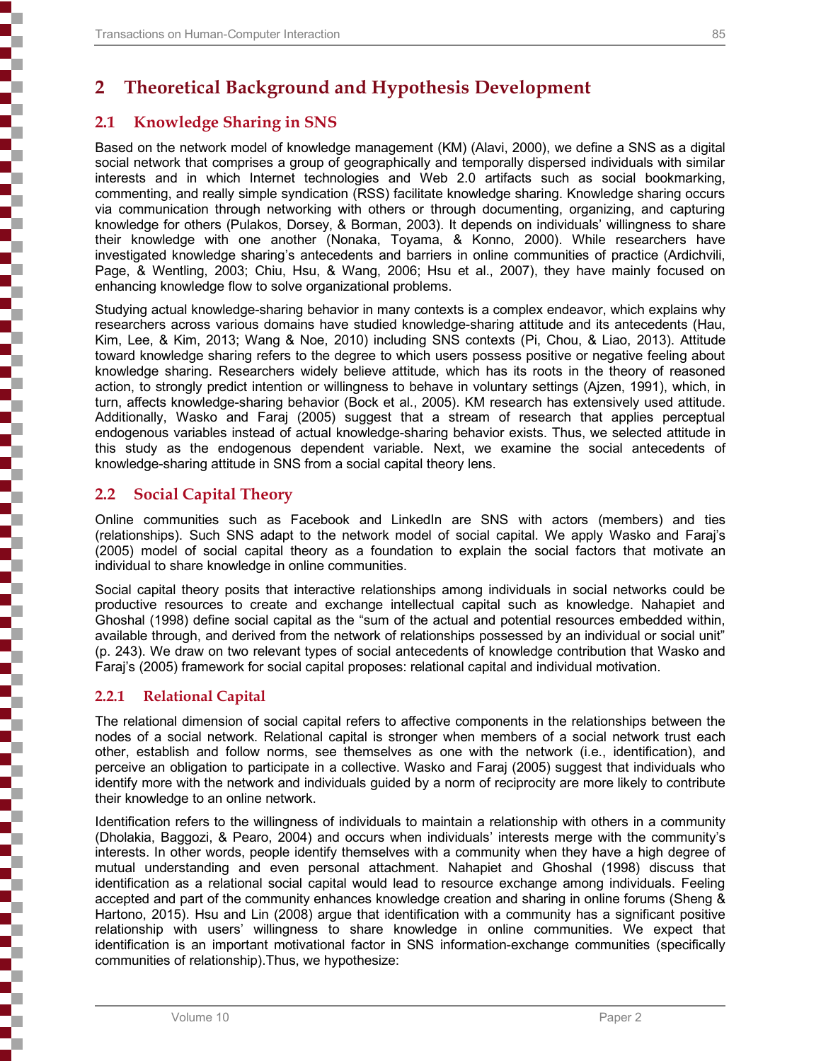# 2 Theoretical Background and Hypothesis Development

## 2.1 Knowledge Sharing in SNS

Based on the network model of knowledge management (KM) (Alavi, 2000), we define a SNS as a digital social network that comprises a group of geographically and temporally dispersed individuals with similar interests and in which Internet technologies and Web 2.0 artifacts such as social bookmarking, commenting, and really simple syndication (RSS) facilitate knowledge sharing. Knowledge sharing occurs via communication through networking with others or through documenting, organizing, and capturing knowledge for others (Pulakos, Dorsey, & Borman, 2003). It depends on individuals' willingness to share their knowledge with one another (Nonaka, Toyama, & Konno, 2000). While researchers have investigated knowledge sharing's antecedents and barriers in online communities of practice (Ardichvili, Page, & Wentling, 2003; Chiu, Hsu, & Wang, 2006; Hsu et al., 2007), they have mainly focused on enhancing knowledge flow to solve organizational problems.

Studying actual knowledge-sharing behavior in many contexts is a complex endeavor, which explains why researchers across various domains have studied knowledge-sharing attitude and its antecedents (Hau, Kim, Lee, & Kim, 2013; Wang & Noe, 2010) including SNS contexts (Pi, Chou, & Liao, 2013). Attitude toward knowledge sharing refers to the degree to which users possess positive or negative feeling about knowledge sharing. Researchers widely believe attitude, which has its roots in the theory of reasoned action, to strongly predict intention or willingness to behave in voluntary settings (Ajzen, 1991), which, in turn, affects knowledge-sharing behavior (Bock et al., 2005). KM research has extensively used attitude. Additionally, Wasko and Faraj (2005) suggest that a stream of research that applies perceptual endogenous variables instead of actual knowledge-sharing behavior exists. Thus, we selected attitude in this study as the endogenous dependent variable. Next, we examine the social antecedents of knowledge-sharing attitude in SNS from a social capital theory lens.

## 2.2 Social Capital Theory

Online communities such as Facebook and LinkedIn are SNS with actors (members) and ties (relationships). Such SNS adapt to the network model of social capital. We apply Wasko and Faraj's (2005) model of social capital theory as a foundation to explain the social factors that motivate an individual to share knowledge in online communities.

Social capital theory posits that interactive relationships among individuals in social networks could be productive resources to create and exchange intellectual capital such as knowledge. Nahapiet and Ghoshal (1998) define social capital as the "sum of the actual and potential resources embedded within, available through, and derived from the network of relationships possessed by an individual or social unit" (p. 243). We draw on two relevant types of social antecedents of knowledge contribution that Wasko and Faraj's (2005) framework for social capital proposes: relational capital and individual motivation.

### 2.2.1 Relational Capital

The relational dimension of social capital refers to affective components in the relationships between the nodes of a social network. Relational capital is stronger when members of a social network trust each other, establish and follow norms, see themselves as one with the network (i.e., identification), and perceive an obligation to participate in a collective. Wasko and Faraj (2005) suggest that individuals who identify more with the network and individuals guided by a norm of reciprocity are more likely to contribute their knowledge to an online network.

Identification refers to the willingness of individuals to maintain a relationship with others in a community (Dholakia, Baggozi, & Pearo, 2004) and occurs when individuals' interests merge with the community's interests. In other words, people identify themselves with a community when they have a high degree of mutual understanding and even personal attachment. Nahapiet and Ghoshal (1998) discuss that identification as a relational social capital would lead to resource exchange among individuals. Feeling accepted and part of the community enhances knowledge creation and sharing in online forums (Sheng & Hartono, 2015). Hsu and Lin (2008) argue that identification with a community has a significant positive relationship with users' willingness to share knowledge in online communities. We expect that identification is an important motivational factor in SNS information-exchange communities (specifically communities of relationship).Thus, we hypothesize: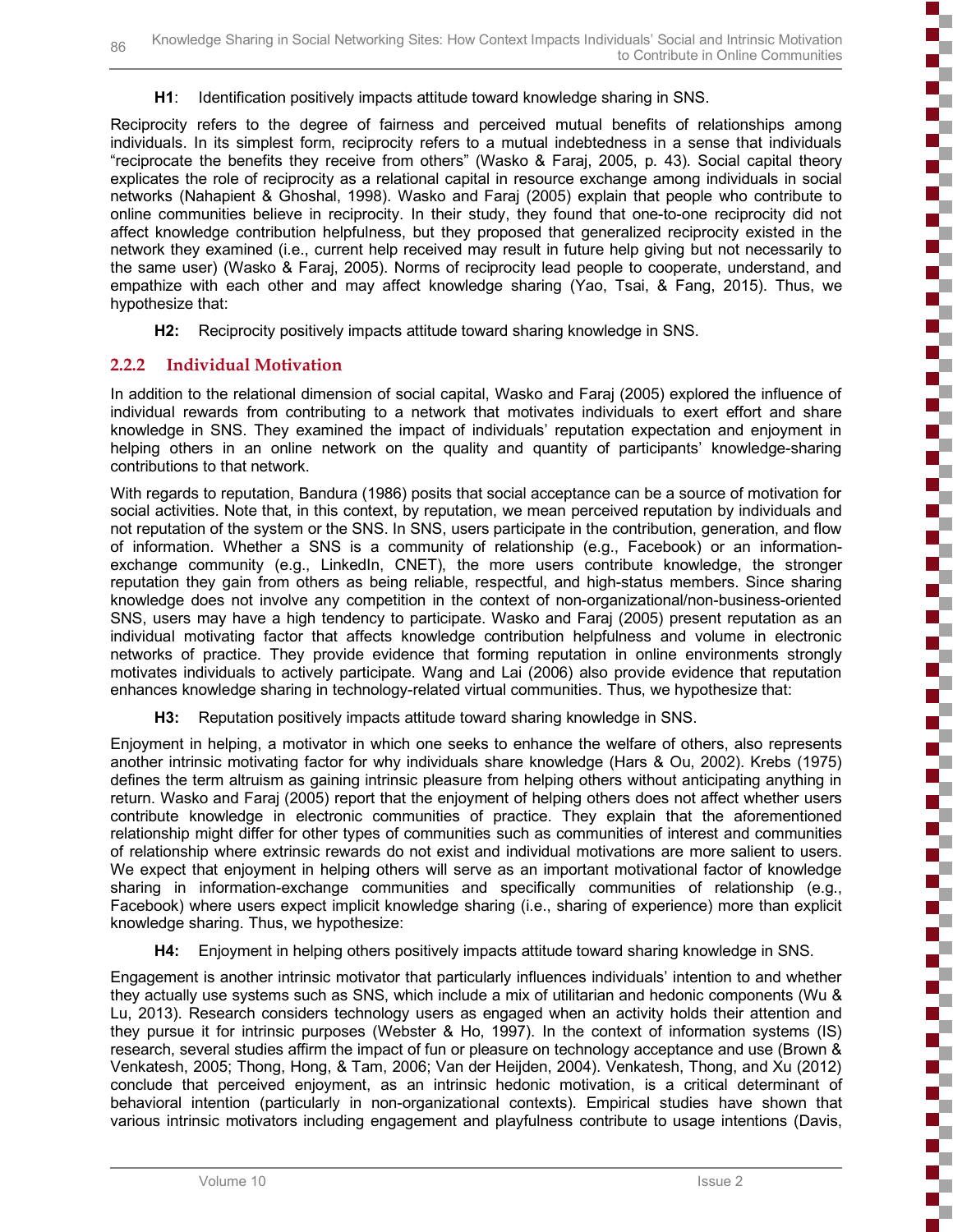**H1**: Identification positively impacts attitude toward knowledge sharing in SNS.

Reciprocity refers to the degree of fairness and perceived mutual benefits of relationships among individuals. In its simplest form, reciprocity refers to a mutual indebtedness in a sense that individuals "reciprocate the benefits they receive from others" (Wasko & Faraj, 2005, p. 43). Social capital theory explicates the role of reciprocity as a relational capital in resource exchange among individuals in social networks (Nahapient & Ghoshal, 1998). Wasko and Faraj (2005) explain that people who contribute to online communities believe in reciprocity. In their study, they found that one-to-one reciprocity did not affect knowledge contribution helpfulness, but they proposed that generalized reciprocity existed in the network they examined (i.e., current help received may result in future help giving but not necessarily to the same user) (Wasko & Faraj, 2005). Norms of reciprocity lead people to cooperate, understand, and empathize with each other and may affect knowledge sharing (Yao, Tsai, & Fang, 2015). Thus, we hypothesize that:

**H2:** Reciprocity positively impacts attitude toward sharing knowledge in SNS.

### 2.2.2 Individual Motivation

In addition to the relational dimension of social capital, Wasko and Faraj (2005) explored the influence of individual rewards from contributing to a network that motivates individuals to exert effort and share knowledge in SNS. They examined the impact of individuals' reputation expectation and enjoyment in helping others in an online network on the quality and quantity of participants' knowledge-sharing contributions to that network.

With regards to reputation, Bandura (1986) posits that social acceptance can be a source of motivation for social activities. Note that, in this context, by reputation, we mean perceived reputation by individuals and not reputation of the system or the SNS. In SNS, users participate in the contribution, generation, and flow of information. Whether a SNS is a community of relationship (e.g., Facebook) or an information-exchange community (e.g., LinkedIn, CNET), the more users contribute knowledge, the stronger reputation they gain from others as being reliable, respectful, and high-status members. Since sharing knowledge does not involve any competition in the context of non-organizational/non-business-oriented SNS, users may have a high tendency to participate. Wasko and Faraj (2005) present reputation as an individual motivating factor that affects knowledge contribution helpfulness and volume in electronic networks of practice. They provide evidence that forming reputation in online environments strongly motivates individuals to actively participate. Wang and Lai (2006) also provide evidence that reputation enhances knowledge sharing in technology-related virtual communities. Thus, we hypothesize that:

**H3:** Reputation positively impacts attitude toward sharing knowledge in SNS.

Enjoyment in helping, a motivator in which one seeks to enhance the welfare of others, also represents another intrinsic motivating factor for why individuals share knowledge (Hars & Ou, 2002). Krebs (1975) defines the term altruism as gaining intrinsic pleasure from helping others without anticipating anything in return. Wasko and Faraj (2005) report that the enjoyment of helping others does not affect whether users contribute knowledge in electronic communities of practice. They explain that the aforementioned relationship might differ for other types of communities such as communities of interest and communities of relationship where extrinsic rewards do not exist and individual motivations are more salient to users. We expect that enjoyment in helping others will serve as an important motivational factor of knowledge sharing in information-exchange communities and specifically communities of relationship (e.g., Facebook) where users expect implicit knowledge sharing (i.e., sharing of experience) more than explicit knowledge sharing. Thus, we hypothesize:

**H4:** Enjoyment in helping others positively impacts attitude toward sharing knowledge in SNS.

Engagement is another intrinsic motivator that particularly influences individuals' intention to and whether they actually use systems such as SNS, which include a mix of utilitarian and hedonic components (Wu & Lu, 2013). Research considers technology users as engaged when an activity holds their attention and they pursue it for intrinsic purposes (Webster & Ho, 1997). In the context of information systems (IS) research, several studies affirm the impact of fun or pleasure on technology acceptance and use (Brown & Venkatesh, 2005; Thong, Hong, & Tam, 2006; Van der Heijden, 2004). Venkatesh, Thong, and Xu (2012) conclude that perceived enjoyment, as an intrinsic hedonic motivation, is a critical determinant of behavioral intention (particularly in non-organizational contexts). Empirical studies have shown that various intrinsic motivators including engagement and playfulness contribute to usage intentions (Davis,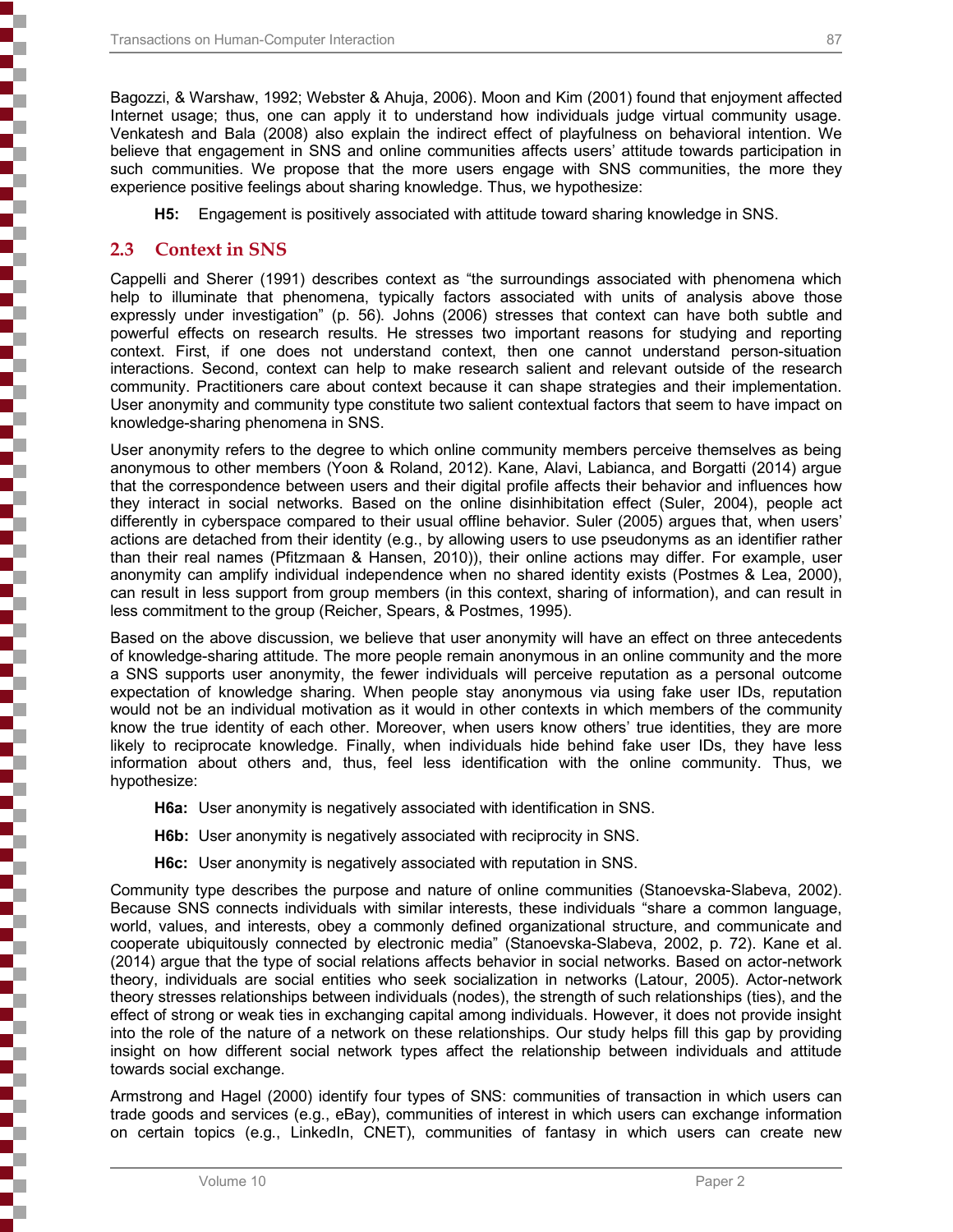Bagozzi, & Warshaw, 1992; Webster & Ahuja, 2006). Moon and Kim (2001) found that enjoyment affected Internet usage; thus, one can apply it to understand how individuals judge virtual community usage. Venkatesh and Bala (2008) also explain the indirect effect of playfulness on behavioral intention. We believe that engagement in SNS and online communities affects users' attitude towards participation in such communities. We propose that the more users engage with SNS communities, the more they experience positive feelings about sharing knowledge. Thus, we hypothesize:

**H5:** Engagement is positively associated with attitude toward sharing knowledge in SNS.

## 2.3 Context in SNS

Cappelli and Sherer (1991) describes context as "the surroundings associated with phenomena which help to illuminate that phenomena, typically factors associated with units of analysis above those expressly under investigation" (p. 56). Johns (2006) stresses that context can have both subtle and powerful effects on research results. He stresses two important reasons for studying and reporting context. First, if one does not understand context, then one cannot understand person-situation interactions. Second, context can help to make research salient and relevant outside of the research community. Practitioners care about context because it can shape strategies and their implementation. User anonymity and community type constitute two salient contextual factors that seem to have impact on knowledge-sharing phenomena in SNS.

User anonymity refers to the degree to which online community members perceive themselves as being anonymous to other members (Yoon & Roland, 2012). Kane, Alavi, Labianca, and Borgatti (2014) argue that the correspondence between users and their digital profile affects their behavior and influences how they interact in social networks. Based on the online disinhibition effect (Suler, 2004), people act differently in cyberspace compared to their usual offline behavior. Suler (2005) argues that, when users' actions are detached from their identity (e.g., by allowing users to use pseudonyms as an identifier rather than their real names (Pfitzmaan & Hansen, 2010)), their online actions may differ. For example, user anonymity can amplify individual independence when no shared identity exists (Postmes & Lea, 2000), can result in less support from group members (in this context, sharing of information), and can result in less commitment to the group (Reicher, Spears, & Postmes, 1995).

Based on the above discussion, we believe that user anonymity will have an effect on three antecedents of knowledge-sharing attitude. The more people remain anonymous in an online community and the more a SNS supports user anonymity, the fewer individuals will perceive reputation as a personal outcome expectation of knowledge sharing. When people stay anonymous via using fake user IDs, reputation would not be an individual motivation as it would in other contexts in which members of the community know the true identity of each other. Moreover, when users know others' true identities, they are more likely to reciprocate knowledge. Finally, when individuals hide behind fake user IDs, they have less information about others and, thus, feel less identification with the online community. Thus, we hypothesize:

**H6a:** User anonymity is negatively associated with identification in SNS.

**H6b:** User anonymity is negatively associated with reciprocity in SNS.

**H6c:** User anonymity is negatively associated with reputation in SNS.

Community type describes the purpose and nature of online communities (Stanoevska-Slabeva, 2002). Because SNS connects individuals with similar interests, these individuals "share a common language, world, values, and interests, obey a commonly defined organizational structure, and communicate and cooperate ubiquitously connected by electronic media" (Stanoevska-Slabeva, 2002, p. 72). Kane et al. (2014) argue that the type of social relations affects behavior in social networks. Based on actor-network theory, individuals are social entities who seek socialization in networks (Latour, 2005). Actor-network theory stresses relationships between individuals (nodes), the strength of such relationships (ties), and the effect of strong or weak ties in exchanging capital among individuals. However, it does not provide insight into the role of the nature of a network on these relationships. Our study helps fill this gap by providing insight on how different social network types affect the relationship between individuals and attitude towards social exchange.

Armstrong and Hagel (2000) identify four types of SNS: communities of transaction in which users can trade goods and services (e.g., eBay), communities of interest in which users can exchange information on certain topics (e.g., LinkedIn, CNET), communities of fantasy in which users can create new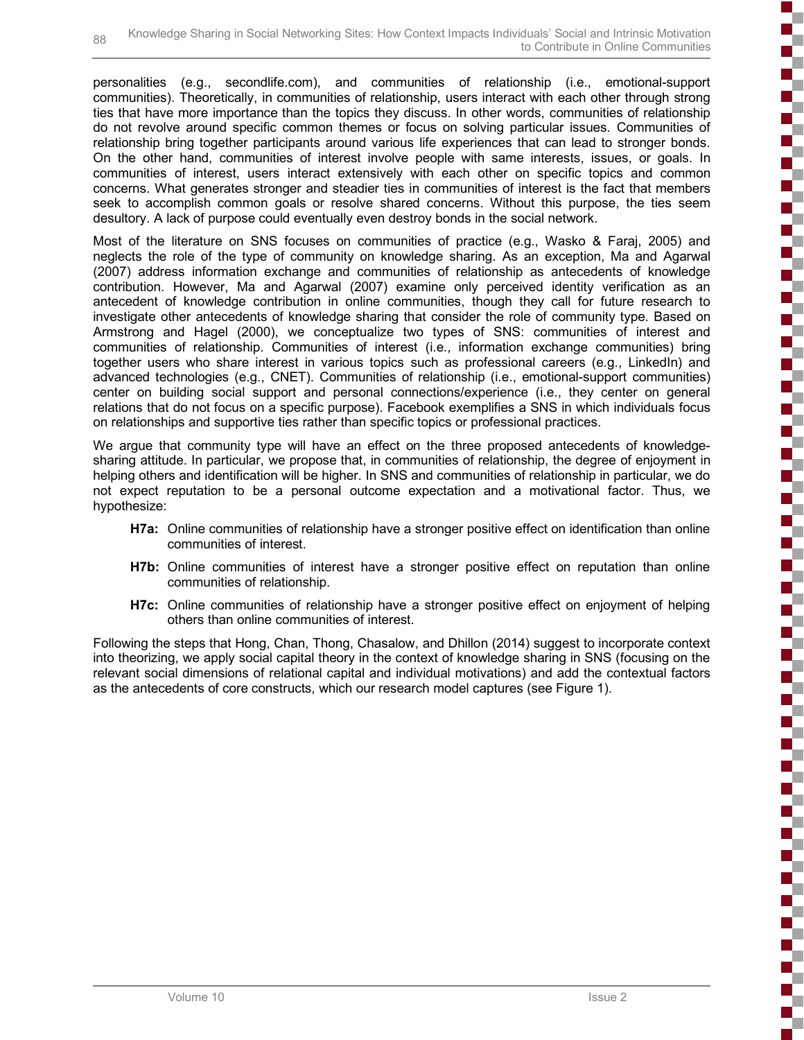personalities (e.g., secondlife.com), and communities of relationship (i.e., emotional-support communities). Theoretically, in communities of relationship, users interact with each other through strong ties that have more importance than the topics they discuss. In other words, communities of relationship do not revolve around specific common themes or focus on solving particular issues. Communities of relationship bring together participants around various life experiences that can lead to stronger bonds. On the other hand, communities of interest involve people with same interests, issues, or goals. In communities of interest, users interact extensively with each other on specific topics and common concerns. What generates stronger and steadier ties in communities of interest is the fact that members seek to accomplish common goals or resolve shared concerns. Without this purpose, the ties seem desultory. A lack of purpose could eventually even destroy bonds in the social network.

Most of the literature on SNS focuses on communities of practice (e.g., Wasko & Faraj, 2005) and neglects the role of the type of community on knowledge sharing. As an exception, Ma and Agarwal (2007) address information exchange and communities of relationship as antecedents of knowledge contribution. However, Ma and Agarwal (2007) examine only perceived identity verification as an antecedent of knowledge contribution in online communities, though they call for future research to investigate other antecedents of knowledge sharing that consider the role of community type. Based on Armstrong and Hagel (2000), we conceptualize two types of SNS: communities of interest and communities of relationship. Communities of interest (i.e., information exchange communities) bring together users who share interest in various topics such as professional careers (e.g., LinkedIn) and advanced technologies (e.g., CNET). Communities of relationship (i.e., emotional-support communities) center on building social support and personal connections/experience (i.e., they center on general relations that do not focus on a specific purpose). Facebook exemplifies a SNS in which individuals focus on relationships and supportive ties rather than specific topics or professional practices.

We argue that community type will have an effect on the three proposed antecedents of knowledge-sharing attitude. In particular, we propose that, in communities of relationship, the degree of enjoyment in helping others and identification will be higher. In SNS and communities of relationship in particular, we do not expect reputation to be a personal outcome expectation and a motivational factor. Thus, we hypothesize:

- **H7a:** Online communities of relationship have a stronger positive effect on identification than online communities of interest.
- **H7b:** Online communities of interest have a stronger positive effect on reputation than online communities of relationship.
- **H7c:** Online communities of relationship have a stronger positive effect on enjoyment of helping others than online communities of interest.

Following the steps that Hong, Chan, Thong, Chasalow, and Dhillon (2014) suggest to incorporate context into theorizing, we apply social capital theory in the context of knowledge sharing in SNS (focusing on the relevant social dimensions of relational capital and individual motivations) and add the contextual factors as the antecedents of core constructs, which our research model captures (see Figure 1).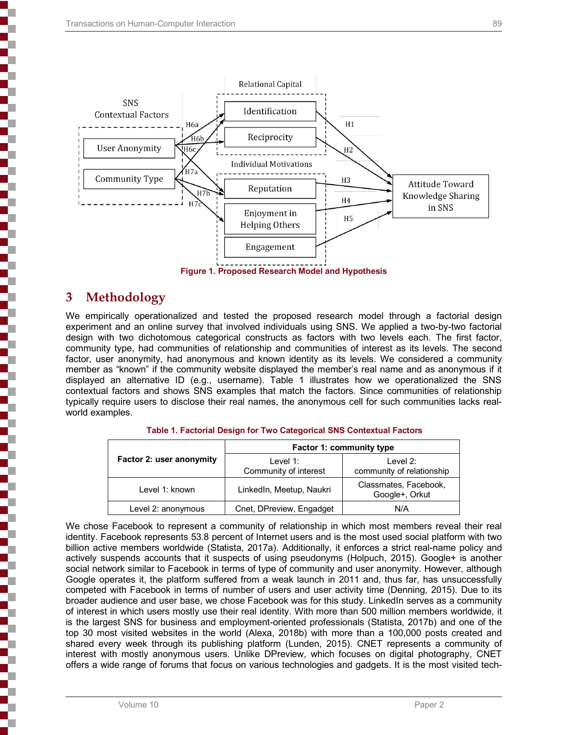Figure 1. Proposed Research Model and Hypothesis

# 3 Methodology

We empirically operationalized and tested the proposed research model through a factorial design experiment and an online survey that involved individuals using SNS. We applied a two-by-two factorial design with two dichotomous categorical constructs as factors with two levels each. The first factor, community type, had communities of relationship and communities of interest as its levels. The second factor, user anonymity, had anonymous and known identity as its levels. We considered a community member as "known" if the community website displayed the member's real name and as anonymous if it displayed an alternative ID (e.g., username). Table 1 illustrates how we operationalized the SNS contextual factors and shows SNS examples that match the factors. Since communities of relationship typically require users to disclose their real names, the anonymous cell for such communities lacks real-world examples.

**Table 1. Factorial Design for Two Categorical SNS Contextual Factors**

| Factor 2: user anonymity | Factor 1: community type | |
|---|---|---|
| | Level 1: Community of interest | Level 2: community of relationship |
| Level 1: known | LinkedIn, Meetup, Naukri | Classmates, Facebook, Google+, Orkut |
| Level 2: anonymous | Cnet, DPreview, Engadget | N/A |

We chose Facebook to represent a community of relationship in which most members reveal their real identity. Facebook represents 53.8 percent of Internet users and is the most used social platform with two billion active members worldwide (Statista, 2017a). Additionally, it enforces a strict real-name policy and actively suspends accounts that it suspects of using pseudonyms (Holpuch, 2015). Google+ is another social network similar to Facebook in terms of type of community and user anonymity. However, although Google operates it, the platform suffered from a weak launch in 2011 and, thus far, has unsuccessfully competed with Facebook in terms of number of users and user activity time (Denning, 2015). Due to its broader audience and user base, we chose Facebook was for this study. LinkedIn serves as a community of interest in which users mostly use their real identity. With more than 500 million members worldwide, it is the largest SNS for business and employment-oriented professionals (Statista, 2017b) and one of the top 30 most visited websites in the world (Alexa, 2018b) with more than a 100,000 posts created and shared every week through its publishing platform (Lunden, 2015). CNET represents a community of interest with mostly anonymous users. Unlike DPreview, which focuses on digital photography, CNET offers a wide range of forums that focus on various technologies and gadgets. It is the most visited tech-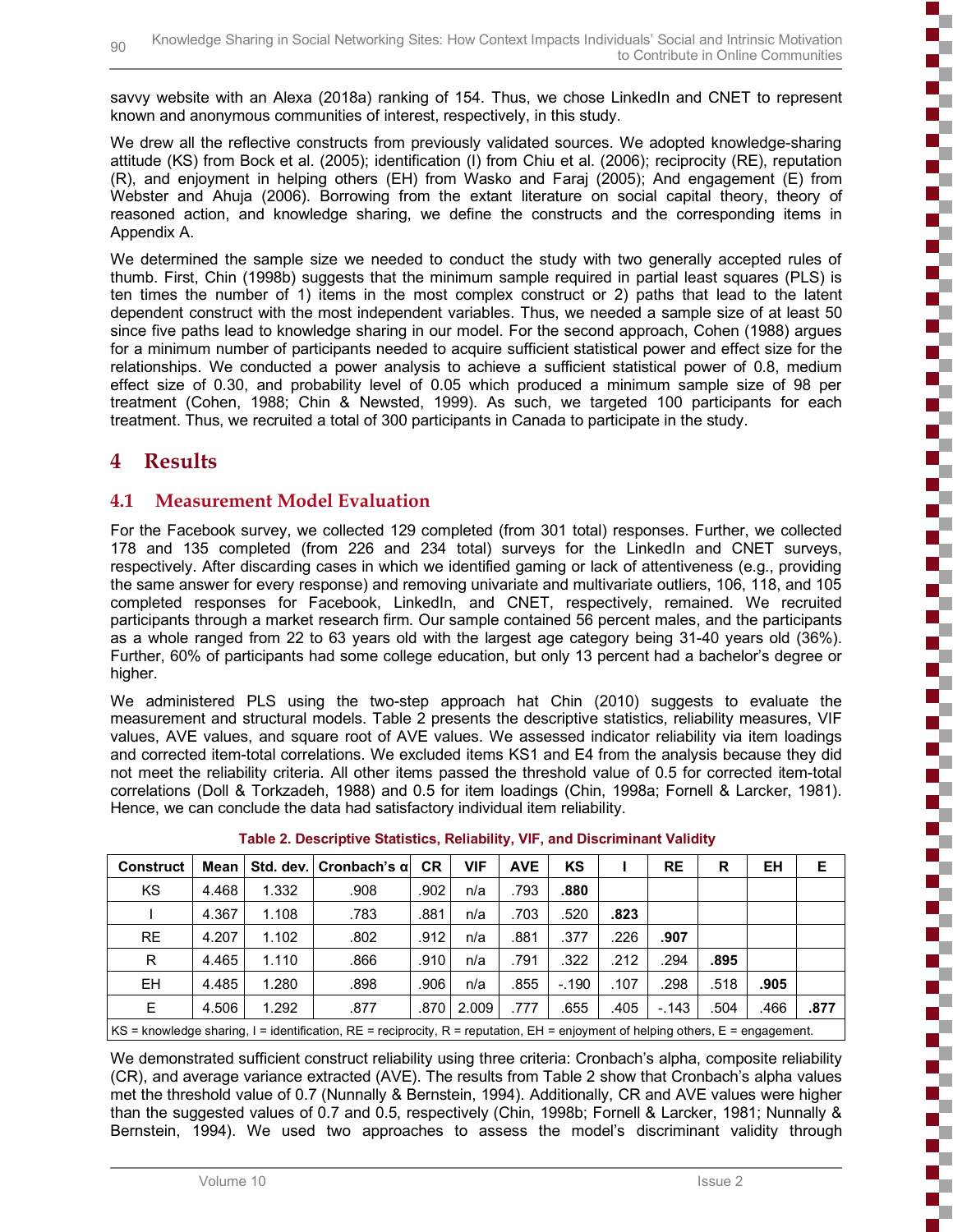savvy website with an Alexa (2018a) ranking of 154. Thus, we chose LinkedIn and CNET to represent known and anonymous communities of interest, respectively, in this study.

We drew all the reflective constructs from previously validated sources. We adopted knowledge-sharing attitude (KS) from Bock et al. (2005); identification (I) from Chiu et al. (2006); reciprocity (RE), reputation (R), and enjoyment in helping others (EH) from Wasko and Faraj (2005); And engagement (E) from Webster and Ahuja (2006). Borrowing from the extant literature on social capital theory, theory of reasoned action, and knowledge sharing, we define the constructs and the corresponding items in Appendix A.

We determined the sample size we needed to conduct the study with two generally accepted rules of thumb. First, Chin (1998b) suggests that the minimum sample required in partial least squares (PLS) is ten times the number of 1) items in the most complex construct or 2) paths that lead to the latent dependent construct with the most independent variables. Thus, we needed a sample size of at least 50 since five paths lead to knowledge sharing in our model. For the second approach, Cohen (1988) argues for a minimum number of participants needed to acquire sufficient statistical power and effect size for the relationships. We conducted a power analysis to achieve a sufficient statistical power of 0.8, medium effect size of 0.30, and probability level of 0.05 which produced a minimum sample size of 98 per treatment (Cohen, 1988; Chin & Newsted, 1999). As such, we targeted 100 participants for each treatment. Thus, we recruited a total of 300 participants in Canada to participate in the study.

# 4 Results

## 4.1 Measurement Model Evaluation

For the Facebook survey, we collected 129 completed (from 301 total) responses. Further, we collected 178 and 135 completed (from 226 and 234 total) surveys for the LinkedIn and CNET surveys, respectively. After discarding cases in which we identified gaming or lack of attentiveness (e.g., providing the same answer for every response) and removing univariate and multivariate outliers, 106, 118, and 105 completed responses for Facebook, LinkedIn, and CNET, respectively, remained. We recruited participants through a market research firm. Our sample contained 56 percent males, and the participants as a whole ranged from 22 to 63 years old with the largest age category being 31-40 years old (36%). Further, 60% of participants had some college education, but only 13 percent had a bachelor's degree or higher.

We administered PLS using the two-step approach hat Chin (2010) suggests to evaluate the measurement and structural models. Table 2 presents the descriptive statistics, reliability measures, VIF values, AVE values, and square root of AVE values. We assessed indicator reliability via item loadings and corrected item-total correlations. We excluded items KS1 and E4 from the analysis because they did not meet the reliability criteria. All other items passed the threshold value of 0.5 for corrected item-total correlations (Doll & Torkzadeh, 1988) and 0.5 for item loadings (Chin, 1998a; Fornell & Larcker, 1981). Hence, we can conclude the data had satisfactory individual item reliability.

**Table 2. Descriptive Statistics, Reliability, VIF, and Discriminant Validity**

| Construct | Mean | Std. dev. | Cronbach's α | CR | VIF | AVE | KS | I | RE | R | EH | E |
|---|---|---|---|---|---|---|---|---|---|---|---|---|
| KS | 4.468 | 1.332 | .908 | .902 | n/a | .793 | **.880** | | | | | |
| I | 4.367 | 1.108 | .783 | .881 | n/a | .703 | .520 | **.823** | | | | |
| RE | 4.207 | 1.102 | .802 | .912 | n/a | .881 | .377 | .226 | **.907** | | | |
| R | 4.465 | 1.110 | .866 | .910 | n/a | .791 | .322 | .212 | .294 | **.895** | | |
| EH | 4.485 | 1.280 | .898 | .906 | n/a | .855 | -.190 | .107 | .298 | .518 | **.905** | |
| E | 4.506 | 1.292 | .877 | .870 | 2.009 | .777 | .655 | .405 | -.143 | .504 | .466 | **.877** |

KS = knowledge sharing, I = identification, RE = reciprocity, R = reputation, EH = enjoyment of helping others, E = engagement.

We demonstrated sufficient construct reliability using three criteria: Cronbach's alpha, composite reliability (CR), and average variance extracted (AVE). The results from Table 2 show that Cronbach's alpha values met the threshold value of 0.7 (Nunnally & Bernstein, 1994). Additionally, CR and AVE values were higher than the suggested values of 0.7 and 0.5, respectively (Chin, 1998b; Fornell & Larcker, 1981; Nunnally & Bernstein, 1994). We used two approaches to assess the model's discriminant validity through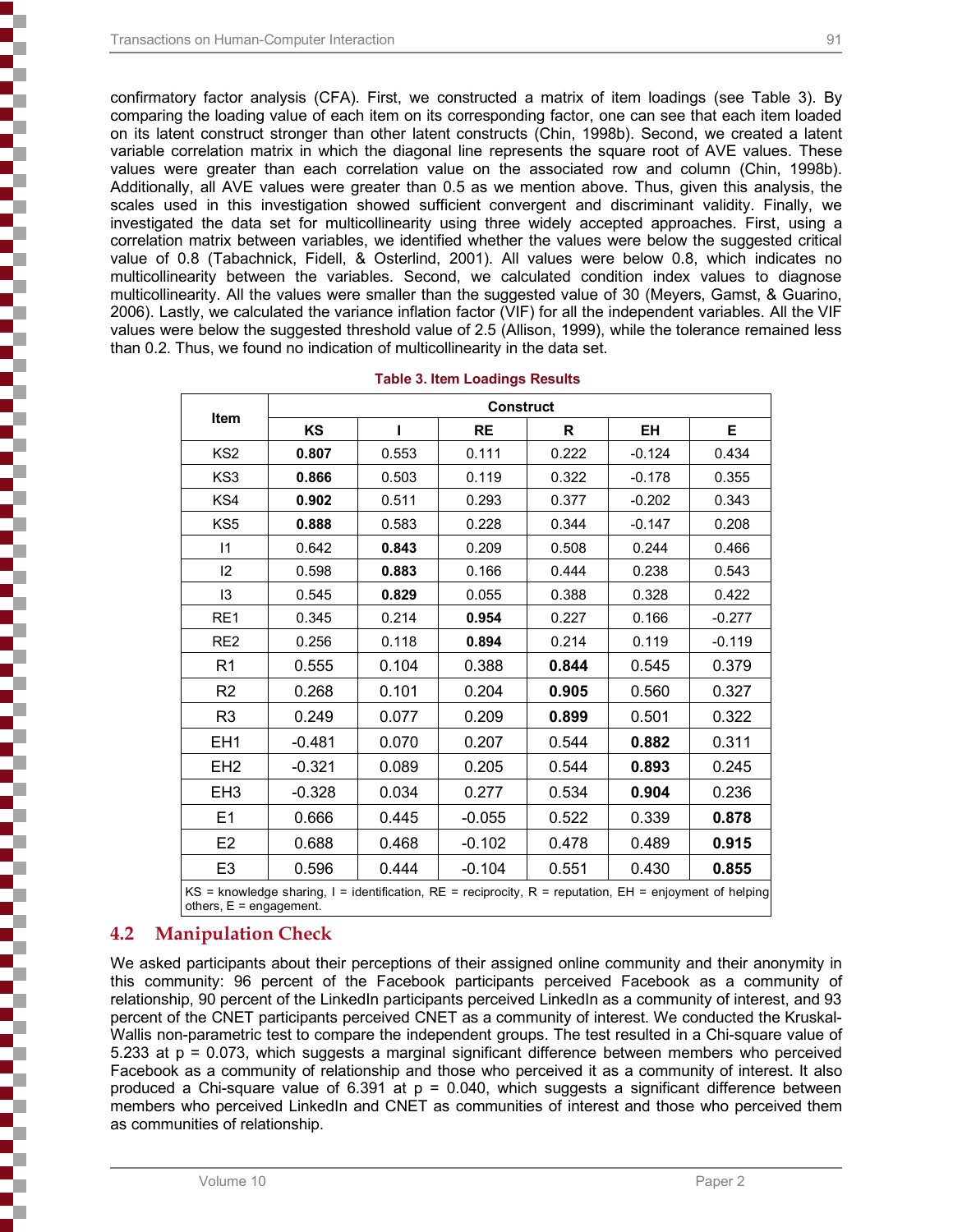confirmatory factor analysis (CFA). First, we constructed a matrix of item loadings (see Table 3). By comparing the loading value of each item on its corresponding factor, one can see that each item loaded on its latent construct stronger than other latent constructs (Chin, 1998b). Second, we created a latent variable correlation matrix in which the diagonal line represents the square root of AVE values. These values were greater than each correlation value on the associated row and column (Chin, 1998b). Additionally, all AVE values were greater than 0.5 as we mention above. Thus, given this analysis, the scales used in this investigation showed sufficient convergent and discriminant validity. Finally, we investigated the data set for multicollinearity using three widely accepted approaches. First, using a correlation matrix between variables, we identified whether the values were below the suggested critical value of 0.8 (Tabachnick, Fidell, & Osterlind, 2001). All values were below 0.8, which indicates no multicollinearity between the variables. Second, we calculated condition index values to diagnose multicollinearity. All the values were smaller than the suggested value of 30 (Meyers, Gamst, & Guarino, 2006). Lastly, we calculated the variance inflation factor (VIF) for all the independent variables. All the VIF values were below the suggested threshold value of 2.5 (Allison, 1999), while the tolerance remained less than 0.2. Thus, we found no indication of multicollinearity in the data set.

**Table 3. Item Loadings Results**

| Item | Construct | | | | | |
|---|---|---|---|---|---|---|
| | KS | I | RE | R | EH | E |
| KS2 | **0.807** | 0.553 | 0.111 | 0.222 | -0.124 | 0.434 |
| KS3 | **0.866** | 0.503 | 0.119 | 0.322 | -0.178 | 0.355 |
| KS4 | **0.902** | 0.511 | 0.293 | 0.377 | -0.202 | 0.343 |
| KS5 | **0.888** | 0.583 | 0.228 | 0.344 | -0.147 | 0.208 |
| I1 | 0.642 | **0.843** | 0.209 | 0.508 | 0.244 | 0.466 |
| I2 | 0.598 | **0.883** | 0.166 | 0.444 | 0.238 | 0.543 |
| I3 | 0.545 | **0.829** | 0.055 | 0.388 | 0.328 | 0.422 |
| RE1 | 0.345 | 0.214 | **0.954** | 0.227 | 0.166 | -0.277 |
| RE2 | 0.256 | 0.118 | **0.894** | 0.214 | 0.119 | -0.119 |
| R1 | 0.555 | 0.104 | 0.388 | **0.844** | 0.545 | 0.379 |
| R2 | 0.268 | 0.101 | 0.204 | **0.905** | 0.560 | 0.327 |
| R3 | 0.249 | 0.077 | 0.209 | **0.899** | 0.501 | 0.322 |
| EH1 | -0.481 | 0.070 | 0.207 | 0.544 | **0.882** | 0.311 |
| EH2 | -0.321 | 0.089 | 0.205 | 0.544 | **0.893** | 0.245 |
| EH3 | -0.328 | 0.034 | 0.277 | 0.534 | **0.904** | 0.236 |
| E1 | 0.666 | 0.445 | -0.055 | 0.522 | 0.339 | **0.878** |
| E2 | 0.688 | 0.468 | -0.102 | 0.478 | 0.489 | **0.915** |
| E3 | 0.596 | 0.444 | -0.104 | 0.551 | 0.430 | **0.855** |

KS = knowledge sharing, I = identification, RE = reciprocity, R = reputation, EH = enjoyment of helping others, E = engagement.

## 4.2 Manipulation Check

We asked participants about their perceptions of their assigned online community and their anonymity in this community: 96 percent of the Facebook participants perceived Facebook as a community of relationship, 90 percent of the LinkedIn participants perceived LinkedIn as a community of interest, and 93 percent of the CNET participants perceived CNET as a community of interest. We conducted the Kruskal-Wallis non-parametric test to compare the independent groups. The test resulted in a Chi-square value of 5.233 at p = 0.073, which suggests a marginal significant difference between members who perceived Facebook as a community of relationship and those who perceived it as a community of interest. It also produced a Chi-square value of 6.391 at p = 0.040, which suggests a significant difference between members who perceived LinkedIn and CNET as communities of interest and those who perceived them as communities of relationship.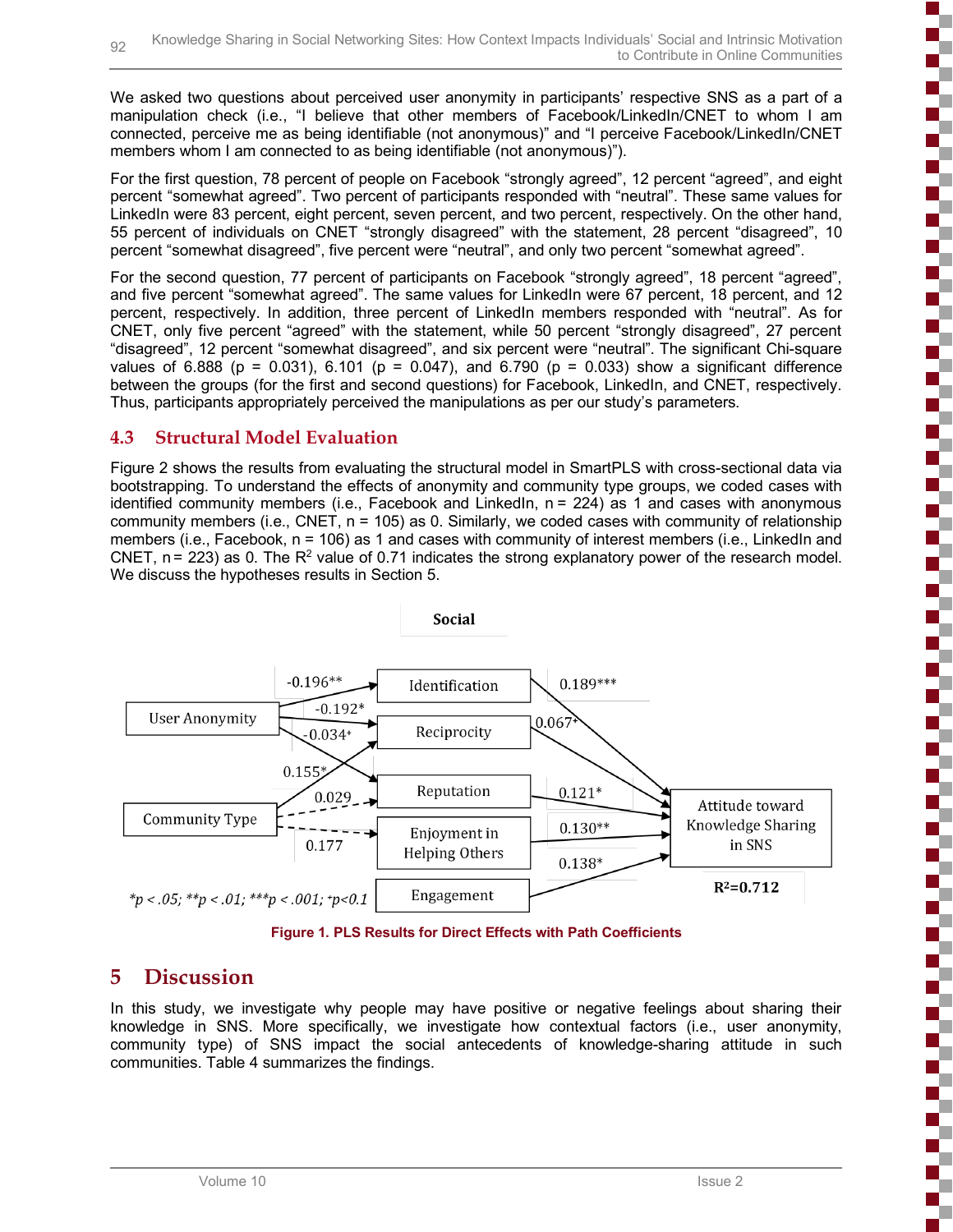We asked two questions about perceived user anonymity in participants' respective SNS as a part of a manipulation check (i.e., "I believe that other members of Facebook/LinkedIn/CNET to whom I am connected, perceive me as being identifiable (not anonymous)" and "I perceive Facebook/LinkedIn/CNET members whom I am connected to as being identifiable (not anonymous)").

For the first question, 78 percent of people on Facebook "strongly agreed", 12 percent "agreed", and eight percent "somewhat agreed". Two percent of participants responded with "neutral". These same values for LinkedIn were 83 percent, eight percent, seven percent, and two percent, respectively. On the other hand, 55 percent of individuals on CNET "strongly disagreed" with the statement, 28 percent "disagreed", 10 percent "somewhat disagreed", five percent were "neutral", and only two percent "somewhat agreed".

For the second question, 77 percent of participants on Facebook "strongly agreed", 18 percent "agreed", and five percent "somewhat agreed". The same values for LinkedIn were 67 percent, 18 percent, and 12 percent, respectively. In addition, three percent of LinkedIn members responded with "neutral". As for CNET, only five percent "agreed" with the statement, while 50 percent "strongly disagreed", 27 percent "disagreed", 12 percent "somewhat disagreed", and six percent were "neutral". The significant Chi-square values of 6.888 ($p = 0.031$), 6.101 ($p = 0.047$), and 6.790 ($p = 0.033$) show a significant difference between the groups (for the first and second questions) for Facebook, LinkedIn, and CNET, respectively. Thus, participants appropriately perceived the manipulations as per our study's parameters.

## 4.3 Structural Model Evaluation

Figure 2 shows the results from evaluating the structural model in SmartPLS with cross-sectional data via bootstrapping. To understand the effects of anonymity and community type groups, we coded cases with identified community members (i.e., Facebook and LinkedIn, n = 224) as 1 and cases with anonymous community members (i.e., CNET, n = 105) as 0. Similarly, we coded cases with community of relationship members (i.e., Facebook, n = 106) as 1 and cases with community of interest members (i.e., LinkedIn and CNET, n = 223) as 0. The $R^2$ value of 0.71 indicates the strong explanatory power of the research model. We discuss the hypotheses results in Section 5.

Social

User Anonymity → Identification: -0.196**; User Anonymity → Reciprocity: -0.192*; User Anonymity → Reputation: -0.034⁺
Community Type → Reciprocity: 0.155*; Community Type → Reputation: 0.029; Community Type → Enjoyment in Helping Others: 0.177
Identification → Attitude toward Knowledge Sharing in SNS: 0.189***; Reciprocity → Attitude: 0.067⁺; Reputation → Attitude: 0.121*; Enjoyment in Helping Others → Attitude: 0.130**; Engagement → Attitude: 0.138*

$R^2$=0.712

*$p < .05$; **$p < .01$; ***$p < .001$; ⁺$p<0.1$

**Figure 1. PLS Results for Direct Effects with Path Coefficients**

# 5 Discussion

In this study, we investigate why people may have positive or negative feelings about sharing their knowledge in SNS. More specifically, we investigate how contextual factors (i.e., user anonymity, community type) of SNS impact the social antecedents of knowledge-sharing attitude in such communities. Table 4 summarizes the findings.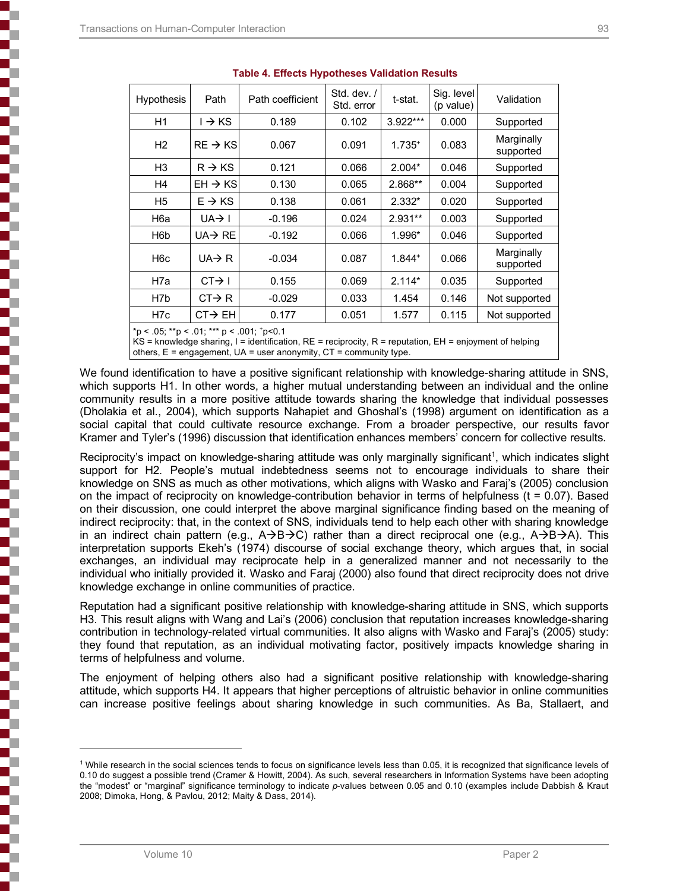**Table 4. Effects Hypotheses Validation Results**

| Hypothesis | Path | Path coefficient | Std. dev. / Std. error | t-stat. | Sig. level (p value) | Validation |
|---|---|---|---|---|---|---|
| H1 | I → KS | 0.189 | 0.102 | 3.922*** | 0.000 | Supported |
| H2 | RE → KS | 0.067 | 0.091 | 1.735⁺ | 0.083 | Marginally supported |
| H3 | R → KS | 0.121 | 0.066 | 2.004* | 0.046 | Supported |
| H4 | EH → KS | 0.130 | 0.065 | 2.868** | 0.004 | Supported |
| H5 | E → KS | 0.138 | 0.061 | 2.332* | 0.020 | Supported |
| H6a | UA→ I | -0.196 | 0.024 | 2.931** | 0.003 | Supported |
| H6b | UA→ RE | -0.192 | 0.066 | 1.996* | 0.046 | Supported |
| H6c | UA→ R | -0.034 | 0.087 | 1.844⁺ | 0.066 | Marginally supported |
| H7a | CT→ I | 0.155 | 0.069 | 2.114* | 0.035 | Supported |
| H7b | CT→ R | -0.029 | 0.033 | 1.454 | 0.146 | Not supported |
| H7c | CT→ EH | 0.177 | 0.051 | 1.577 | 0.115 | Not supported |

*p < .05; **p < .01; *** p < .001; ⁺p<0.1
KS = knowledge sharing, I = identification, RE = reciprocity, R = reputation, EH = enjoyment of helping others, E = engagement, UA = user anonymity, CT = community type.

We found identification to have a positive significant relationship with knowledge-sharing attitude in SNS, which supports H1. In other words, a higher mutual understanding between an individual and the online community results in a more positive attitude towards sharing the knowledge that individual possesses (Dholakia et al., 2004), which supports Nahapiet and Ghoshal's (1998) argument on identification as a social capital that could cultivate resource exchange. From a broader perspective, our results favor Kramer and Tyler's (1996) discussion that identification enhances members' concern for collective results.

Reciprocity's impact on knowledge-sharing attitude was only marginally significant[1], which indicates slight support for H2. People's mutual indebtedness seems not to encourage individuals to share their knowledge on SNS as much as other motivations, which aligns with Wasko and Faraj's (2005) conclusion on the impact of reciprocity on knowledge-contribution behavior in terms of helpfulness (t = 0.07). Based on their discussion, one could interpret the above marginal significance finding based on the meaning of indirect reciprocity: that, in the context of SNS, individuals tend to help each other with sharing knowledge in an indirect chain pattern (e.g., A→B→C) rather than a direct reciprocal one (e.g., A→B→A). This interpretation supports Ekeh's (1974) discourse of social exchange theory, which argues that, in social exchanges, an individual may reciprocate help in a generalized manner and not necessarily to the individual who initially provided it. Wasko and Faraj (2000) also found that direct reciprocity does not drive knowledge exchange in online communities of practice.

Reputation had a significant positive relationship with knowledge-sharing attitude in SNS, which supports H3. This result aligns with Wang and Lai's (2006) conclusion that reputation increases knowledge-sharing contribution in technology-related virtual communities. It also aligns with Wasko and Faraj's (2005) study: they found that reputation, as an individual motivating factor, positively impacts knowledge sharing in terms of helpfulness and volume.

The enjoyment of helping others also had a significant positive relationship with knowledge-sharing attitude, which supports H4. It appears that higher perceptions of altruistic behavior in online communities can increase positive feelings about sharing knowledge in such communities. As Ba, Stallaert, and

---

[1] While research in the social sciences tends to focus on significance levels less than 0.05, it is recognized that significance levels of 0.10 do suggest a possible trend (Cramer & Howitt, 2004). As such, several researchers in Information Systems have been adopting the "modest" or "marginal" significance terminology to indicate *p*-values between 0.05 and 0.10 (examples include Dabbish & Kraut 2008; Dimoka, Hong, & Pavlou, 2012; Maity & Dass, 2014).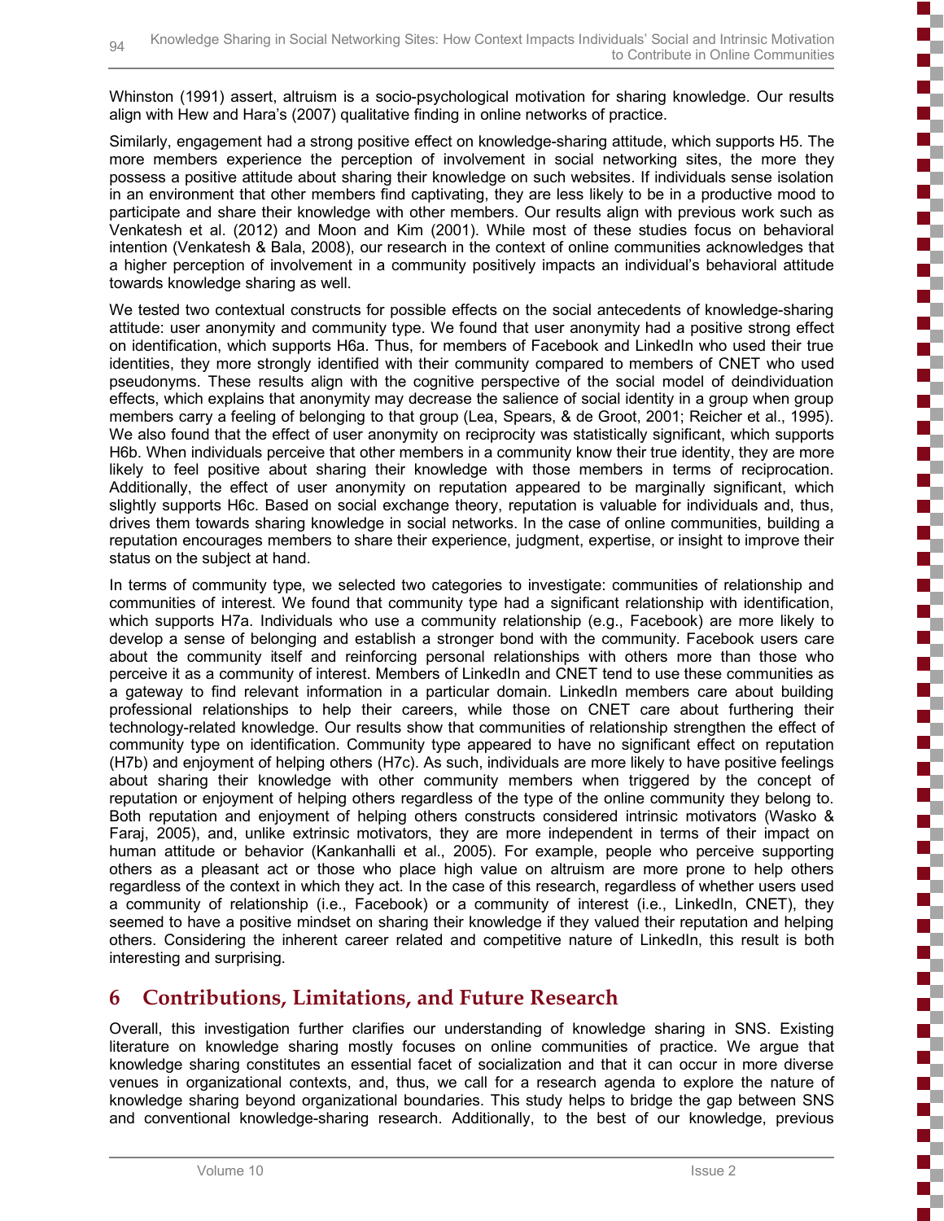Whinston (1991) assert, altruism is a socio-psychological motivation for sharing knowledge. Our results align with Hew and Hara's (2007) qualitative finding in online networks of practice.

Similarly, engagement had a strong positive effect on knowledge-sharing attitude, which supports H5. The more members experience the perception of involvement in social networking sites, the more they possess a positive attitude about sharing their knowledge on such websites. If individuals sense isolation in an environment that other members find captivating, they are less likely to be in a productive mood to participate and share their knowledge with other members. Our results align with previous work such as Venkatesh et al. (2012) and Moon and Kim (2001). While most of these studies focus on behavioral intention (Venkatesh & Bala, 2008), our research in the context of online communities acknowledges that a higher perception of involvement in a community positively impacts an individual's behavioral attitude towards knowledge sharing as well.

We tested two contextual constructs for possible effects on the social antecedents of knowledge-sharing attitude: user anonymity and community type. We found that user anonymity had a positive strong effect on identification, which supports H6a. Thus, for members of Facebook and LinkedIn who used their true identities, they more strongly identified with their community compared to members of CNET who used pseudonyms. These results align with the cognitive perspective of the social model of deindividuation effects, which explains that anonymity may decrease the salience of social identity in a group when group members carry a feeling of belonging to that group (Lea, Spears, & de Groot, 2001; Reicher et al., 1995). We also found that the effect of user anonymity on reciprocity was statistically significant, which supports H6b. When individuals perceive that other members in a community know their true identity, they are more likely to feel positive about sharing their knowledge with those members in terms of reciprocation. Additionally, the effect of user anonymity on reputation appeared to be marginally significant, which slightly supports H6c. Based on social exchange theory, reputation is valuable for individuals and, thus, drives them towards sharing knowledge in social networks. In the case of online communities, building a reputation encourages members to share their experience, judgment, expertise, or insight to improve their status on the subject at hand.

In terms of community type, we selected two categories to investigate: communities of relationship and communities of interest. We found that community type had a significant relationship with identification, which supports H7a. Individuals who use a community relationship (e.g., Facebook) are more likely to develop a sense of belonging and establish a stronger bond with the community. Facebook users care about the community itself and reinforcing personal relationships with others more than those who perceive it as a community of interest. Members of LinkedIn and CNET tend to use these communities as a gateway to find relevant information in a particular domain. LinkedIn members care about building professional relationships to help their careers, while those on CNET care about furthering their technology-related knowledge. Our results show that communities of relationship strengthen the effect of community type on identification. Community type appeared to have no significant effect on reputation (H7b) and enjoyment of helping others (H7c). As such, individuals are more likely to have positive feelings about sharing their knowledge with other community members when triggered by the concept of reputation or enjoyment of helping others regardless of the type of the online community they belong to. Both reputation and enjoyment of helping others constructs considered intrinsic motivators (Wasko & Faraj, 2005), and, unlike extrinsic motivators, they are more independent in terms of their impact on human attitude or behavior (Kankanhalli et al., 2005). For example, people who perceive supporting others as a pleasant act or those who place high value on altruism are more prone to help others regardless of the context in which they act. In the case of this research, regardless of whether users used a community of relationship (i.e., Facebook) or a community of interest (i.e., LinkedIn, CNET), they seemed to have a positive mindset on sharing their knowledge if they valued their reputation and helping others. Considering the inherent career related and competitive nature of LinkedIn, this result is both interesting and surprising.

# 6 Contributions, Limitations, and Future Research

Overall, this investigation further clarifies our understanding of knowledge sharing in SNS. Existing literature on knowledge sharing mostly focuses on online communities of practice. We argue that knowledge sharing constitutes an essential facet of socialization and that it can occur in more diverse venues in organizational contexts, and, thus, we call for a research agenda to explore the nature of knowledge sharing beyond organizational boundaries. This study helps to bridge the gap between SNS and conventional knowledge-sharing research. Additionally, to the best of our knowledge, previous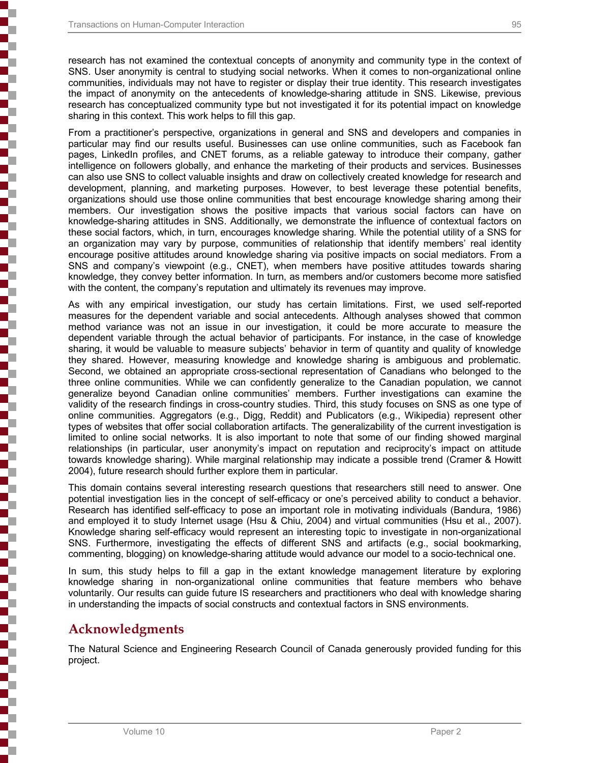research has not examined the contextual concepts of anonymity and community type in the context of SNS. User anonymity is central to studying social networks. When it comes to non-organizational online communities, individuals may not have to register or display their true identity. This research investigates the impact of anonymity on the antecedents of knowledge-sharing attitude in SNS. Likewise, previous research has conceptualized community type but not investigated it for its potential impact on knowledge sharing in this context. This work helps to fill this gap.

From a practitioner's perspective, organizations in general and SNS and developers and companies in particular may find our results useful. Businesses can use online communities, such as Facebook fan pages, LinkedIn profiles, and CNET forums, as a reliable gateway to introduce their company, gather intelligence on followers globally, and enhance the marketing of their products and services. Businesses can also use SNS to collect valuable insights and draw on collectively created knowledge for research and development, planning, and marketing purposes. However, to best leverage these potential benefits, organizations should use those online communities that best encourage knowledge sharing among their members. Our investigation shows the positive impacts that various social factors can have on knowledge-sharing attitudes in SNS. Additionally, we demonstrate the influence of contextual factors on these social factors, which, in turn, encourages knowledge sharing. While the potential utility of a SNS for an organization may vary by purpose, communities of relationship that identify members' real identity encourage positive attitudes around knowledge sharing via positive impacts on social mediators. From a SNS and company's viewpoint (e.g., CNET), when members have positive attitudes towards sharing knowledge, they convey better information. In turn, as members and/or customers become more satisfied with the content, the company's reputation and ultimately its revenues may improve.

As with any empirical investigation, our study has certain limitations. First, we used self-reported measures for the dependent variable and social antecedents. Although analyses showed that common method variance was not an issue in our investigation, it could be more accurate to measure the dependent variable through the actual behavior of participants. For instance, in the case of knowledge sharing, it would be valuable to measure subjects' behavior in term of quantity and quality of knowledge they shared. However, measuring knowledge and knowledge sharing is ambiguous and problematic. Second, we obtained an appropriate cross-sectional representation of Canadians who belonged to the three online communities. While we can confidently generalize to the Canadian population, we cannot generalize beyond Canadian online communities' members. Further investigations can examine the validity of the research findings in cross-country studies. Third, this study focuses on SNS as one type of online communities. Aggregators (e.g., Digg, Reddit) and Publicators (e.g., Wikipedia) represent other types of websites that offer social collaboration artifacts. The generalizability of the current investigation is limited to online social networks. It is also important to note that some of our finding showed marginal relationships (in particular, user anonymity's impact on reputation and reciprocity's impact on attitude towards knowledge sharing). While marginal relationship may indicate a possible trend (Cramer & Howitt 2004), future research should further explore them in particular.

This domain contains several interesting research questions that researchers still need to answer. One potential investigation lies in the concept of self-efficacy or one's perceived ability to conduct a behavior. Research has identified self-efficacy to pose an important role in motivating individuals (Bandura, 1986) and employed it to study Internet usage (Hsu & Chiu, 2004) and virtual communities (Hsu et al., 2007). Knowledge sharing self-efficacy would represent an interesting topic to investigate in non-organizational SNS. Furthermore, investigating the effects of different SNS and artifacts (e.g., social bookmarking, commenting, blogging) on knowledge-sharing attitude would advance our model to a socio-technical one.

In sum, this study helps to fill a gap in the extant knowledge management literature by exploring knowledge sharing in non-organizational online communities that feature members who behave voluntarily. Our results can guide future IS researchers and practitioners who deal with knowledge sharing in understanding the impacts of social constructs and contextual factors in SNS environments.

## Acknowledgments

The Natural Science and Engineering Research Council of Canada generously provided funding for this project.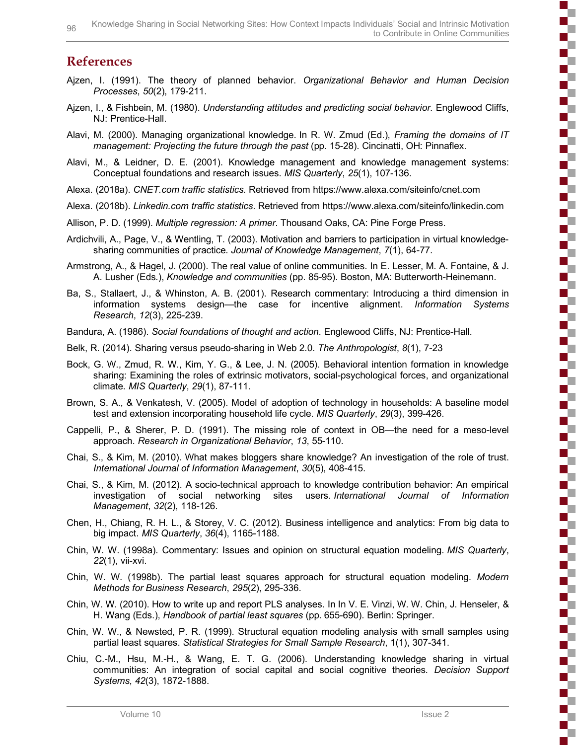## References

Ajzen, I. (1991). The theory of planned behavior. *Organizational Behavior and Human Decision Processes*, *50*(2), 179-211.

Ajzen, I., & Fishbein, M. (1980). *Understanding attitudes and predicting social behavior.* Englewood Cliffs, NJ: Prentice-Hall.

Alavi, M. (2000). Managing organizational knowledge. In R. W. Zmud (Ed.), *Framing the domains of IT management: Projecting the future through the past* (pp. 15-28). Cincinatti, OH: Pinnaflex.

Alavi, M., & Leidner, D. E. (2001). Knowledge management and knowledge management systems: Conceptual foundations and research issues. *MIS Quarterly*, *25*(1), 107-136.

Alexa. (2018a). *CNET.com traffic statistics.* Retrieved from https://www.alexa.com/siteinfo/cnet.com

Alexa. (2018b). *Linkedin.com traffic statistics*. Retrieved from https://www.alexa.com/siteinfo/linkedin.com

Allison, P. D. (1999). *Multiple regression: A primer*. Thousand Oaks, CA: Pine Forge Press.

Ardichvili, A., Page, V., & Wentling, T. (2003). Motivation and barriers to participation in virtual knowledge-sharing communities of practice. *Journal of Knowledge Management*, *7*(1), 64-77.

Armstrong, A., & Hagel, J. (2000). The real value of online communities. In E. Lesser, M. A. Fontaine, & J. A. Lusher (Eds.), *Knowledge and communities* (pp. 85-95). Boston, MA: Butterworth-Heinemann.

Ba, S., Stallaert, J., & Whinston, A. B. (2001). Research commentary: Introducing a third dimension in information systems design—the case for incentive alignment. *Information Systems Research*, *12*(3), 225-239.

Bandura, A. (1986). *Social foundations of thought and action.* Englewood Cliffs, NJ: Prentice-Hall.

Belk, R. (2014). Sharing versus pseudo-sharing in Web 2.0. *The Anthropologist*, *8*(1), 7-23

Bock, G. W., Zmud, R. W., Kim, Y. G., & Lee, J. N. (2005). Behavioral intention formation in knowledge sharing: Examining the roles of extrinsic motivators, social-psychological forces, and organizational climate. *MIS Quarterly*, *29*(1), 87-111.

Brown, S. A., & Venkatesh, V. (2005). Model of adoption of technology in households: A baseline model test and extension incorporating household life cycle. *MIS Quarterly*, *29*(3), 399-426.

Cappelli, P., & Sherer, P. D. (1991). The missing role of context in OB—the need for a meso-level approach. *Research in Organizational Behavior*, *13*, 55-110.

Chai, S., & Kim, M. (2010). What makes bloggers share knowledge? An investigation of the role of trust. *International Journal of Information Management*, *30*(5), 408-415.

Chai, S., & Kim, M. (2012). A socio-technical approach to knowledge contribution behavior: An empirical investigation of social networking sites users. *International Journal of Information Management*, *32*(2), 118-126.

Chen, H., Chiang, R. H. L., & Storey, V. C. (2012). Business intelligence and analytics: From big data to big impact. *MIS Quarterly*, *36*(4), 1165-1188.

Chin, W. W. (1998a). Commentary: Issues and opinion on structural equation modeling. *MIS Quarterly*, *22*(1), vii-xvi.

Chin, W. W. (1998b). The partial least squares approach for structural equation modeling. *Modern Methods for Business Research*, *295*(2), 295-336.

Chin, W. W. (2010). How to write up and report PLS analyses. In In V. E. Vinzi, W. W. Chin, J. Henseler, & H. Wang (Eds.), *Handbook of partial least squares* (pp. 655-690). Berlin: Springer.

Chin, W. W., & Newsted, P. R. (1999). Structural equation modeling analysis with small samples using partial least squares. *Statistical Strategies for Small Sample Research*, 1(1), 307-341.

Chiu, C.-M., Hsu, M.-H., & Wang, E. T. G. (2006). Understanding knowledge sharing in virtual communities: An integration of social capital and social cognitive theories. *Decision Support Systems*, *42*(3), 1872-1888.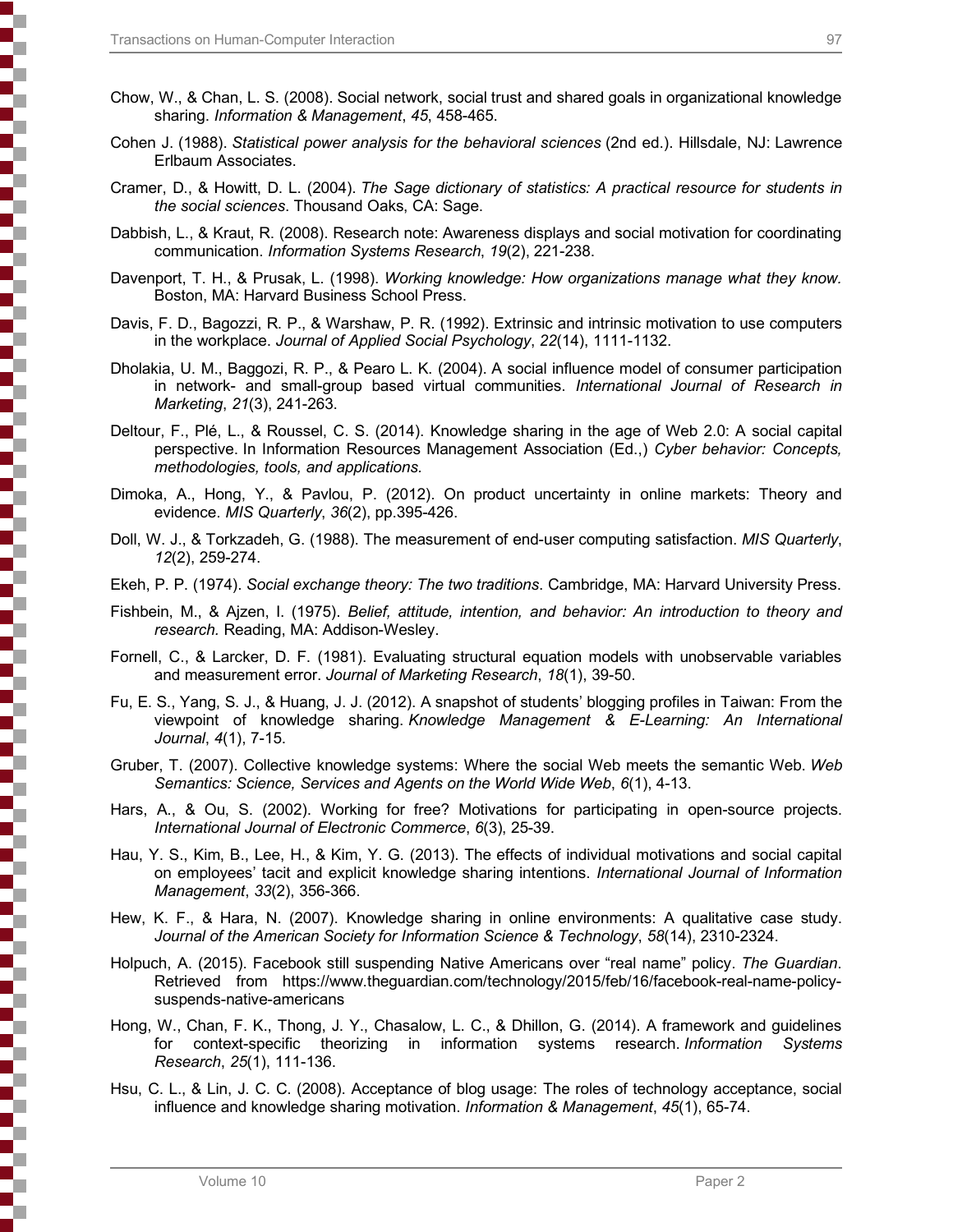Chow, W., & Chan, L. S. (2008). Social network, social trust and shared goals in organizational knowledge sharing. *Information & Management*, *45*, 458-465.

Cohen J. (1988). *Statistical power analysis for the behavioral sciences* (2nd ed.). Hillsdale, NJ: Lawrence Erlbaum Associates.

Cramer, D., & Howitt, D. L. (2004). *The Sage dictionary of statistics: A practical resource for students in the social sciences*. Thousand Oaks, CA: Sage.

Dabbish, L., & Kraut, R. (2008). Research note: Awareness displays and social motivation for coordinating communication. *Information Systems Research*, *19*(2), 221-238.

Davenport, T. H., & Prusak, L. (1998). *Working knowledge: How organizations manage what they know.* Boston, MA: Harvard Business School Press.

Davis, F. D., Bagozzi, R. P., & Warshaw, P. R. (1992). Extrinsic and intrinsic motivation to use computers in the workplace. *Journal of Applied Social Psychology*, *22*(14), 1111-1132.

Dholakia, U. M., Baggozi, R. P., & Pearo L. K. (2004). A social influence model of consumer participation in network- and small-group based virtual communities. *International Journal of Research in Marketing*, *21*(3), 241-263.

Deltour, F., Plé, L., & Roussel, C. S. (2014). Knowledge sharing in the age of Web 2.0: A social capital perspective. In Information Resources Management Association (Ed.,) *Cyber behavior: Concepts, methodologies, tools, and applications.*

Dimoka, A., Hong, Y., & Pavlou, P. (2012). On product uncertainty in online markets: Theory and evidence. *MIS Quarterly*, *36*(2), pp.395-426.

Doll, W. J., & Torkzadeh, G. (1988). The measurement of end-user computing satisfaction. *MIS Quarterly*, *12*(2), 259-274.

Ekeh, P. P. (1974). *Social exchange theory: The two traditions*. Cambridge, MA: Harvard University Press.

Fishbein, M., & Ajzen, I. (1975). *Belief, attitude, intention, and behavior: An introduction to theory and research.* Reading, MA: Addison-Wesley.

Fornell, C., & Larcker, D. F. (1981). Evaluating structural equation models with unobservable variables and measurement error. *Journal of Marketing Research*, *18*(1), 39-50.

Fu, E. S., Yang, S. J., & Huang, J. J. (2012). A snapshot of students' blogging profiles in Taiwan: From the viewpoint of knowledge sharing. *Knowledge Management & E-Learning: An International Journal*, *4*(1), 7-15.

Gruber, T. (2007). Collective knowledge systems: Where the social Web meets the semantic Web. *Web Semantics: Science, Services and Agents on the World Wide Web*, *6*(1), 4-13.

Hars, A., & Ou, S. (2002). Working for free? Motivations for participating in open-source projects. *International Journal of Electronic Commerce*, *6*(3), 25-39.

Hau, Y. S., Kim, B., Lee, H., & Kim, Y. G. (2013). The effects of individual motivations and social capital on employees' tacit and explicit knowledge sharing intentions. *International Journal of Information Management*, *33*(2), 356-366.

Hew, K. F., & Hara, N. (2007). Knowledge sharing in online environments: A qualitative case study. *Journal of the American Society for Information Science & Technology*, *58*(14), 2310-2324.

Holpuch, A. (2015). Facebook still suspending Native Americans over "real name" policy. *The Guardian*. Retrieved from https://www.theguardian.com/technology/2015/feb/16/facebook-real-name-policy-suspends-native-americans

Hong, W., Chan, F. K., Thong, J. Y., Chasalow, L. C., & Dhillon, G. (2014). A framework and guidelines for context-specific theorizing in information systems research. *Information Systems Research*, *25*(1), 111-136.

Hsu, C. L., & Lin, J. C. C. (2008). Acceptance of blog usage: The roles of technology acceptance, social influence and knowledge sharing motivation. *Information & Management*, *45*(1), 65-74.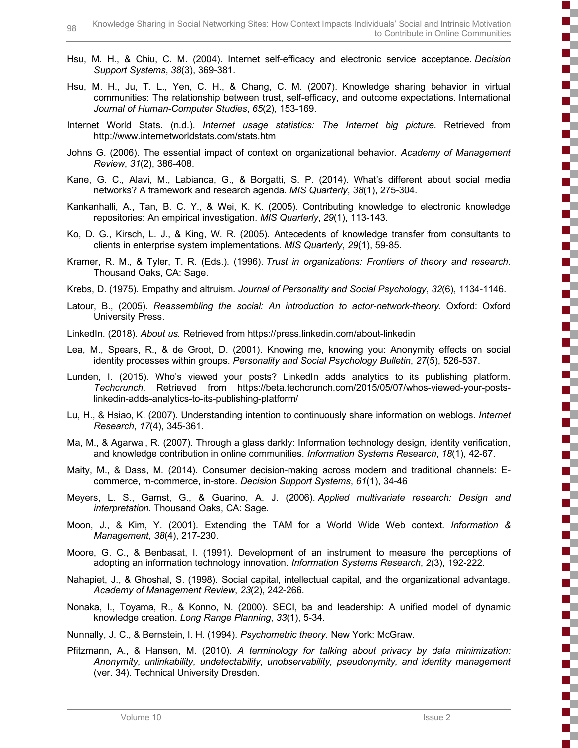Hsu, M. H., & Chiu, C. M. (2004). Internet self-efficacy and electronic service acceptance. *Decision Support Systems*, *38*(3), 369-381.

Hsu, M. H., Ju, T. L., Yen, C. H., & Chang, C. M. (2007). Knowledge sharing behavior in virtual communities: The relationship between trust, self-efficacy, and outcome expectations. International *Journal of Human-Computer Studies*, *65*(2), 153-169.

Internet World Stats. (n.d.). *Internet usage statistics: The Internet big picture*. Retrieved from http://www.internetworldstats.com/stats.htm

Johns G. (2006). The essential impact of context on organizational behavior. *Academy of Management Review*, *31*(2), 386-408.

Kane, G. C., Alavi, M., Labianca, G., & Borgatti, S. P. (2014). What's different about social media networks? A framework and research agenda. *MIS Quarterly*, *38*(1), 275-304.

Kankanhalli, A., Tan, B. C. Y., & Wei, K. K. (2005). Contributing knowledge to electronic knowledge repositories: An empirical investigation. *MIS Quarterly*, *29*(1), 113-143.

Ko, D. G., Kirsch, L. J., & King, W. R. (2005). Antecedents of knowledge transfer from consultants to clients in enterprise system implementations. *MIS Quarterly*, *29*(1), 59-85.

Kramer, R. M., & Tyler, T. R. (Eds.). (1996). *Trust in organizations: Frontiers of theory and research*. Thousand Oaks, CA: Sage.

Krebs, D. (1975). Empathy and altruism. *Journal of Personality and Social Psychology*, *32*(6), 1134-1146.

Latour, B., (2005). *Reassembling the social: An introduction to actor-network-theory*. Oxford: Oxford University Press.

LinkedIn. (2018). *About us.* Retrieved from https://press.linkedin.com/about-linkedin

Lea, M., Spears, R., & de Groot, D. (2001). Knowing me, knowing you: Anonymity effects on social identity processes within groups. *Personality and Social Psychology Bulletin*, *27*(5), 526-537.

Lunden, I. (2015). Who's viewed your posts? LinkedIn adds analytics to its publishing platform. *Techcrunch*. Retrieved from https://beta.techcrunch.com/2015/05/07/whos-viewed-your-posts-linkedin-adds-analytics-to-its-publishing-platform/

Lu, H., & Hsiao, K. (2007). Understanding intention to continuously share information on weblogs. *Internet Research*, *17*(4), 345-361.

Ma, M., & Agarwal, R. (2007). Through a glass darkly: Information technology design, identity verification, and knowledge contribution in online communities. *Information Systems Research*, *18*(1), 42-67.

Maity, M., & Dass, M. (2014). Consumer decision-making across modern and traditional channels: E-commerce, m-commerce, in-store. *Decision Support Systems*, *61*(1), 34-46

Meyers, L. S., Gamst, G., & Guarino, A. J. (2006). *Applied multivariate research: Design and interpretation.* Thousand Oaks, CA: Sage.

Moon, J., & Kim, Y. (2001). Extending the TAM for a World Wide Web context. *Information & Management*, *38*(4), 217-230.

Moore, G. C., & Benbasat, I. (1991). Development of an instrument to measure the perceptions of adopting an information technology innovation. *Information Systems Research*, *2*(3), 192-222.

Nahapiet, J., & Ghoshal, S. (1998). Social capital, intellectual capital, and the organizational advantage. *Academy of Management Review*, *23*(2), 242-266.

Nonaka, I., Toyama, R., & Konno, N. (2000). SECI, ba and leadership: A unified model of dynamic knowledge creation. *Long Range Planning*, *33*(1), 5-34.

Nunnally, J. C., & Bernstein, I. H. (1994). *Psychometric theory*. New York: McGraw.

Pfitzmann, A., & Hansen, M. (2010). *A terminology for talking about privacy by data minimization: Anonymity, unlinkability, undetectability, unobservability, pseudonymity, and identity management* (ver. 34). Technical University Dresden.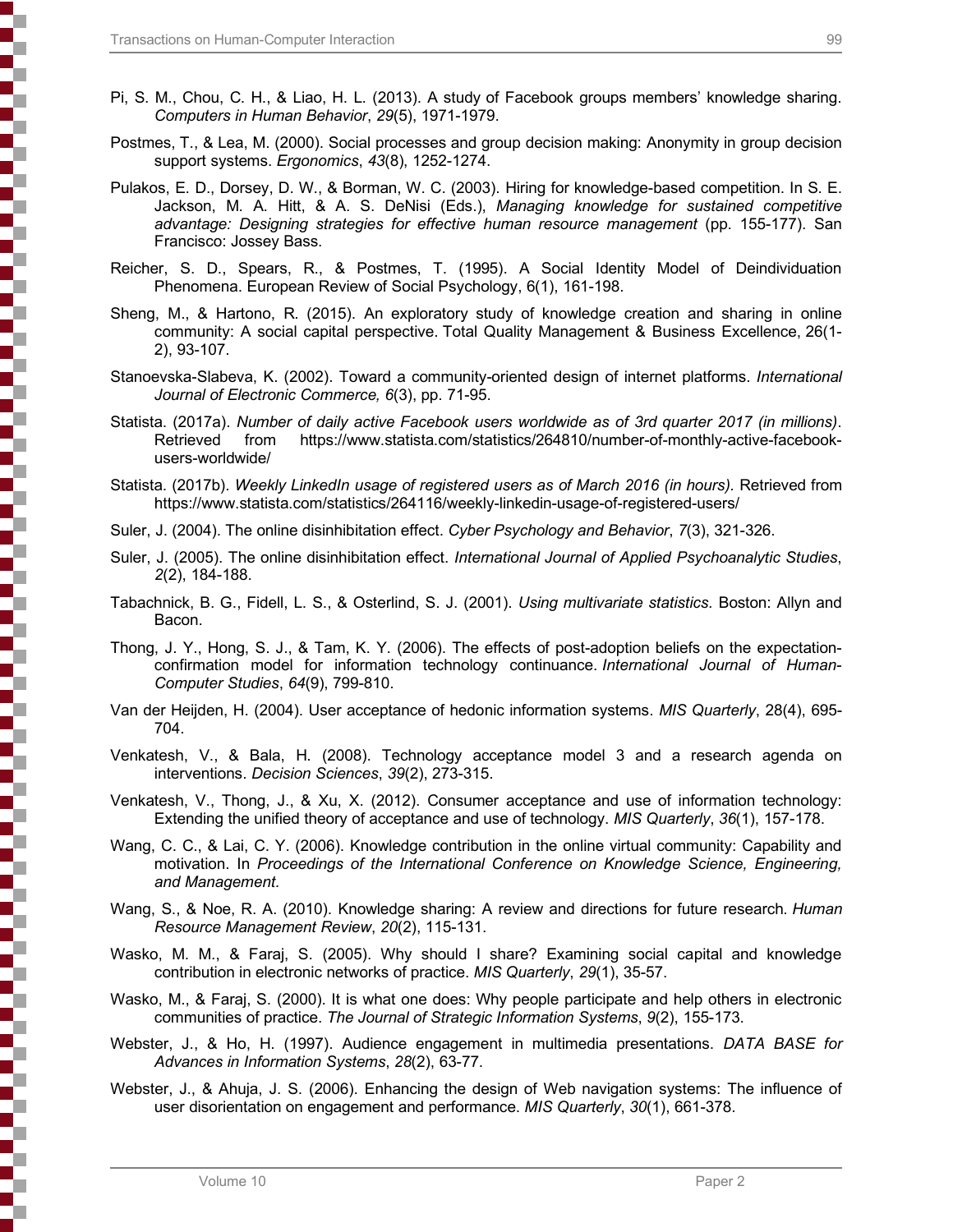Pi, S. M., Chou, C. H., & Liao, H. L. (2013). A study of Facebook groups members' knowledge sharing. *Computers in Human Behavior*, *29*(5), 1971-1979.

Postmes, T., & Lea, M. (2000). Social processes and group decision making: Anonymity in group decision support systems. *Ergonomics*, *43*(8), 1252-1274.

Pulakos, E. D., Dorsey, D. W., & Borman, W. C. (2003). Hiring for knowledge-based competition. In S. E. Jackson, M. A. Hitt, & A. S. DeNisi (Eds.), *Managing knowledge for sustained competitive advantage: Designing strategies for effective human resource management* (pp. 155-177). San Francisco: Jossey Bass.

Reicher, S. D., Spears, R., & Postmes, T. (1995). A Social Identity Model of Deindividuation Phenomena. European Review of Social Psychology, 6(1), 161-198.

Sheng, M., & Hartono, R. (2015). An exploratory study of knowledge creation and sharing in online community: A social capital perspective. Total Quality Management & Business Excellence, 26(1-2), 93-107.

Stanoevska-Slabeva, K. (2002). Toward a community-oriented design of internet platforms. *International Journal of Electronic Commerce, 6*(3), pp. 71-95.

Statista. (2017a). *Number of daily active Facebook users worldwide as of 3rd quarter 2017 (in millions)*. Retrieved from https://www.statista.com/statistics/264810/number-of-monthly-active-facebook-users-worldwide/

Statista. (2017b). *Weekly LinkedIn usage of registered users as of March 2016 (in hours)*. Retrieved from https://www.statista.com/statistics/264116/weekly-linkedin-usage-of-registered-users/

Suler, J. (2004). The online disinhibitation effect. *Cyber Psychology and Behavior*, *7*(3), 321-326.

Suler, J. (2005). The online disinhibitation effect. *International Journal of Applied Psychoanalytic Studies*, *2*(2), 184-188.

Tabachnick, B. G., Fidell, L. S., & Osterlind, S. J. (2001). *Using multivariate statistics.* Boston: Allyn and Bacon.

Thong, J. Y., Hong, S. J., & Tam, K. Y. (2006). The effects of post-adoption beliefs on the expectation-confirmation model for information technology continuance. *International Journal of Human-Computer Studies*, *64*(9), 799-810.

Van der Heijden, H. (2004). User acceptance of hedonic information systems. *MIS Quarterly*, 28(4), 695-704.

Venkatesh, V., & Bala, H. (2008). Technology acceptance model 3 and a research agenda on interventions. *Decision Sciences*, *39*(2), 273-315.

Venkatesh, V., Thong, J., & Xu, X. (2012). Consumer acceptance and use of information technology: Extending the unified theory of acceptance and use of technology. *MIS Quarterly*, *36*(1), 157-178.

Wang, C. C., & Lai, C. Y. (2006). Knowledge contribution in the online virtual community: Capability and motivation. In *Proceedings of the International Conference on Knowledge Science, Engineering, and Management.*

Wang, S., & Noe, R. A. (2010). Knowledge sharing: A review and directions for future research. *Human Resource Management Review*, *20*(2), 115-131.

Wasko, M. M., & Faraj, S. (2005). Why should I share? Examining social capital and knowledge contribution in electronic networks of practice. *MIS Quarterly*, *29*(1), 35-57.

Wasko, M., & Faraj, S. (2000). It is what one does: Why people participate and help others in electronic communities of practice. *The Journal of Strategic Information Systems*, *9*(2), 155-173.

Webster, J., & Ho, H. (1997). Audience engagement in multimedia presentations. *DATA BASE for Advances in Information Systems*, *28*(2), 63-77.

Webster, J., & Ahuja, J. S. (2006). Enhancing the design of Web navigation systems: The influence of user disorientation on engagement and performance. *MIS Quarterly*, *30*(1), 661-378.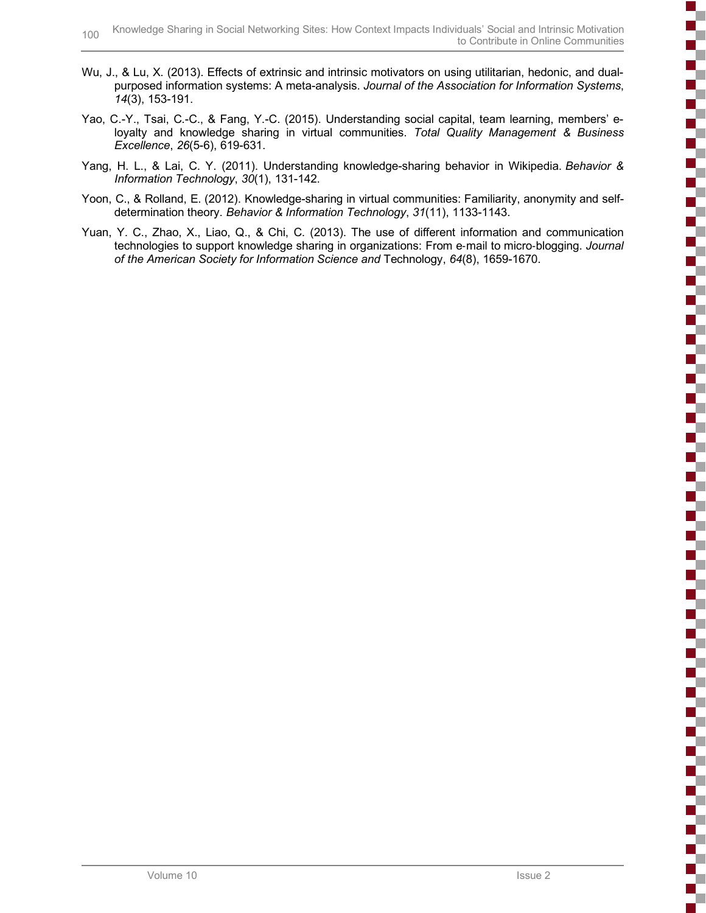Wu, J., & Lu, X. (2013). Effects of extrinsic and intrinsic motivators on using utilitarian, hedonic, and dual-purposed information systems: A meta-analysis. *Journal of the Association for Information Systems*, *14*(3), 153-191.

Yao, C.-Y., Tsai, C.-C., & Fang, Y.-C. (2015). Understanding social capital, team learning, members' e-loyalty and knowledge sharing in virtual communities. *Total Quality Management & Business Excellence*, *26*(5-6), 619-631.

Yang, H. L., & Lai, C. Y. (2011). Understanding knowledge-sharing behavior in Wikipedia. *Behavior & Information Technology*, *30*(1), 131-142.

Yoon, C., & Rolland, E. (2012). Knowledge-sharing in virtual communities: Familiarity, anonymity and self-determination theory. *Behavior & Information Technology*, *31*(11), 1133-1143.

Yuan, Y. C., Zhao, X., Liao, Q., & Chi, C. (2013). The use of different information and communication technologies to support knowledge sharing in organizations: From e-mail to micro-blogging. *Journal of the American Society for Information Science and* Technology, *64*(8), 1659-1670.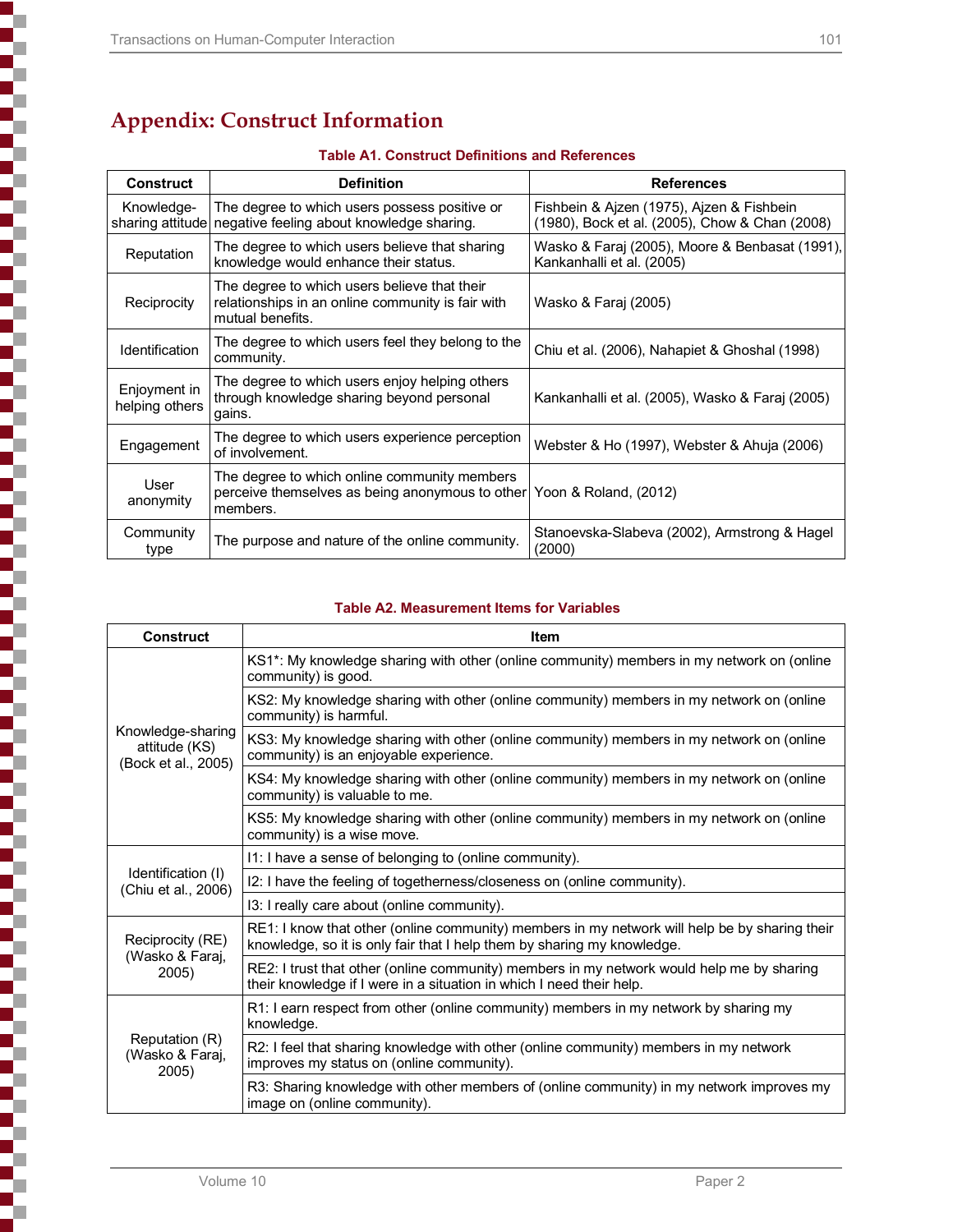## Appendix: Construct Information

**Table A1. Construct Definitions and References**

| Construct | Definition | References |
|---|---|---|
| Knowledge-sharing attitude | The degree to which users possess positive or negative feeling about knowledge sharing. | Fishbein & Ajzen (1975), Ajzen & Fishbein (1980), Bock et al. (2005), Chow & Chan (2008) |
| Reputation | The degree to which users believe that sharing knowledge would enhance their status. | Wasko & Faraj (2005), Moore & Benbasat (1991), Kankanhalli et al. (2005) |
| Reciprocity | The degree to which users believe that their relationships in an online community is fair with mutual benefits. | Wasko & Faraj (2005) |
| Identification | The degree to which users feel they belong to the community. | Chiu et al. (2006), Nahapiet & Ghoshal (1998) |
| Enjoyment in helping others | The degree to which users enjoy helping others through knowledge sharing beyond personal gains. | Kankanhalli et al. (2005), Wasko & Faraj (2005) |
| Engagement | The degree to which users experience perception of involvement. | Webster & Ho (1997), Webster & Ahuja (2006) |
| User anonymity | The degree to which online community members perceive themselves as being anonymous to other members. | Yoon & Roland, (2012) |
| Community type | The purpose and nature of the online community. | Stanoevska-Slabeva (2002), Armstrong & Hagel (2000) |

**Table A2. Measurement Items for Variables**

| Construct | Item |
|---|---|
| Knowledge-sharing attitude (KS) (Bock et al., 2005) | KS1*: My knowledge sharing with other (online community) members in my network on (online community) is good. |
| | KS2: My knowledge sharing with other (online community) members in my network on (online community) is harmful. |
| | KS3: My knowledge sharing with other (online community) members in my network on (online community) is an enjoyable experience. |
| | KS4: My knowledge sharing with other (online community) members in my network on (online community) is valuable to me. |
| | KS5: My knowledge sharing with other (online community) members in my network on (online community) is a wise move. |
| Identification (I) (Chiu et al., 2006) | I1: I have a sense of belonging to (online community). |
| | I2: I have the feeling of togetherness/closeness on (online community). |
| | I3: I really care about (online community). |
| Reciprocity (RE) (Wasko & Faraj, 2005) | RE1: I know that other (online community) members in my network will help be by sharing their knowledge, so it is only fair that I help them by sharing my knowledge. |
| | RE2: I trust that other (online community) members in my network would help me by sharing their knowledge if I were in a situation in which I need their help. |
| Reputation (R) (Wasko & Faraj, 2005) | R1: I earn respect from other (online community) members in my network by sharing my knowledge. |
| | R2: I feel that sharing knowledge with other (online community) members in my network improves my status on (online community). |
| | R3: Sharing knowledge with other members of (online community) in my network improves my image on (online community). |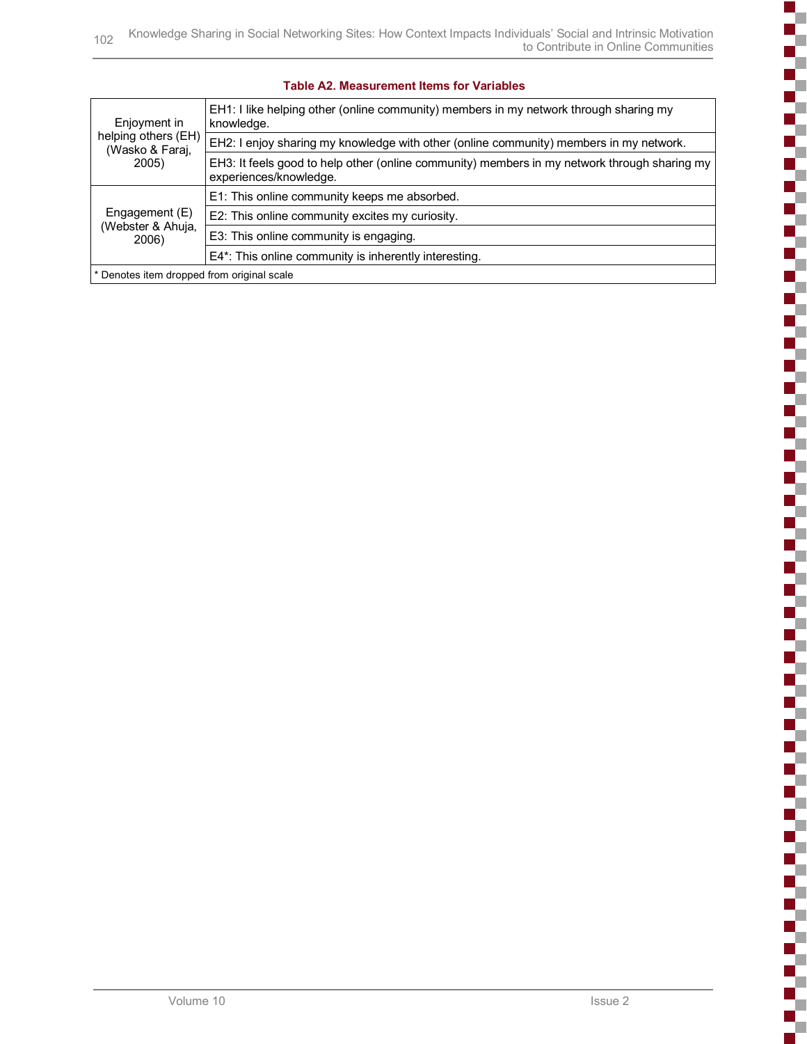**Table A2. Measurement Items for Variables**

| Construct | Item |
|---|---|
| Enjoyment in helping others (EH) (Wasko & Faraj, 2005) | EH1: I like helping other (online community) members in my network through sharing my knowledge. |
| | EH2: I enjoy sharing my knowledge with other (online community) members in my network. |
| | EH3: It feels good to help other (online community) members in my network through sharing my experiences/knowledge. |
| Engagement (E) (Webster & Ahuja, 2006) | E1: This online community keeps me absorbed. |
| | E2: This online community excites my curiosity. |
| | E3: This online community is engaging. |
| | E4*: This online community is inherently interesting. |

\* Denotes item dropped from original scale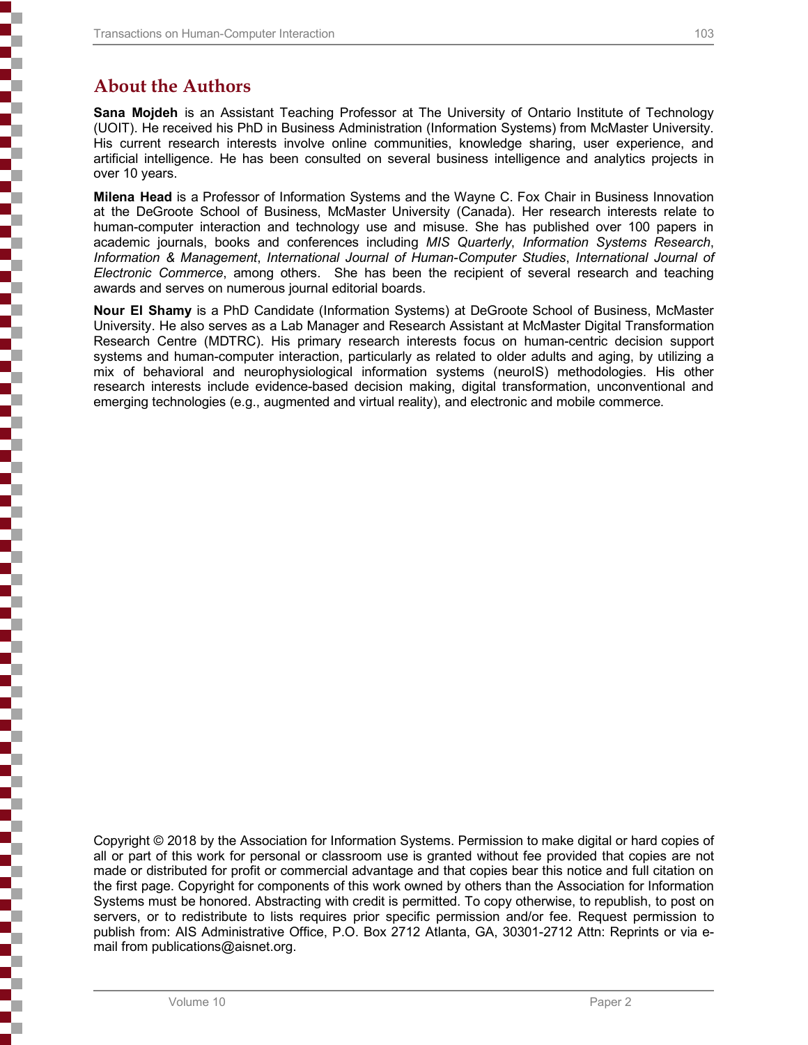## About the Authors

**Sana Mojdeh** is an Assistant Teaching Professor at The University of Ontario Institute of Technology (UOIT). He received his PhD in Business Administration (Information Systems) from McMaster University. His current research interests involve online communities, knowledge sharing, user experience, and artificial intelligence. He has been consulted on several business intelligence and analytics projects in over 10 years.

**Milena Head** is a Professor of Information Systems and the Wayne C. Fox Chair in Business Innovation at the DeGroote School of Business, McMaster University (Canada). Her research interests relate to human-computer interaction and technology use and misuse. She has published over 100 papers in academic journals, books and conferences including *MIS Quarterly*, *Information Systems Research*, *Information & Management*, *International Journal of Human-Computer Studies*, *International Journal of Electronic Commerce*, among others. She has been the recipient of several research and teaching awards and serves on numerous journal editorial boards.

**Nour El Shamy** is a PhD Candidate (Information Systems) at DeGroote School of Business, McMaster University. He also serves as a Lab Manager and Research Assistant at McMaster Digital Transformation Research Centre (MDTRC). His primary research interests focus on human-centric decision support systems and human-computer interaction, particularly as related to older adults and aging, by utilizing a mix of behavioral and neurophysiological information systems (neuroIS) methodologies. His other research interests include evidence-based decision making, digital transformation, unconventional and emerging technologies (e.g., augmented and virtual reality), and electronic and mobile commerce.

Copyright © 2018 by the Association for Information Systems. Permission to make digital or hard copies of all or part of this work for personal or classroom use is granted without fee provided that copies are not made or distributed for profit or commercial advantage and that copies bear this notice and full citation on the first page. Copyright for components of this work owned by others than the Association for Information Systems must be honored. Abstracting with credit is permitted. To copy otherwise, to republish, to post on servers, or to redistribute to lists requires prior specific permission and/or fee. Request permission to publish from: AIS Administrative Office, P.O. Box 2712 Atlanta, GA, 30301-2712 Attn: Reprints or via e-mail from publications@aisnet.org.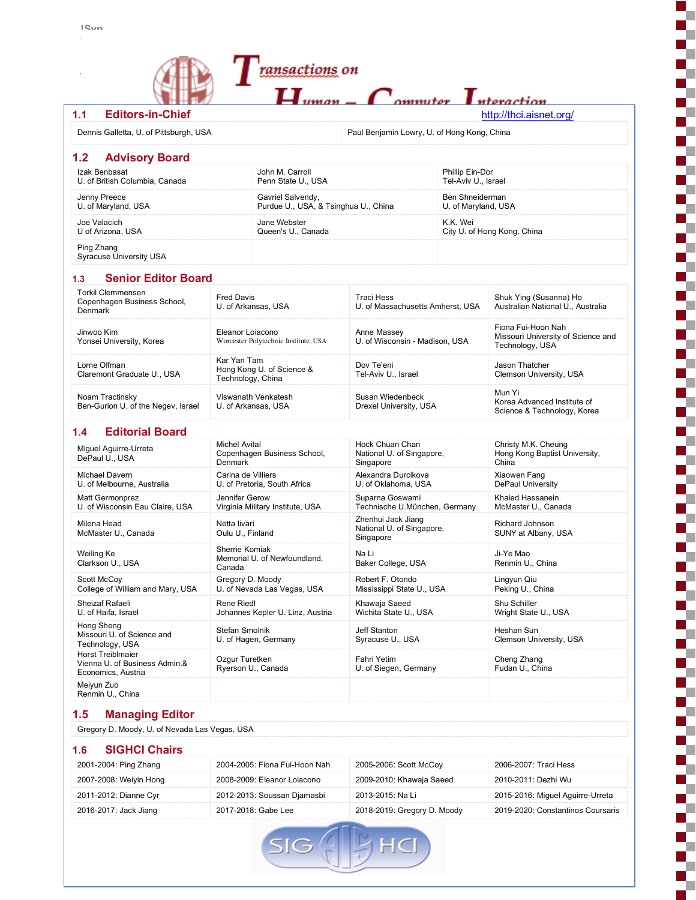# Transactions on Human – Computer Interaction

## 1.1 Editors-in-Chief

http://thci.aisnet.org/

| | |
|---|---|
| Dennis Galletta, U. of Pittsburgh, USA | Paul Benjamin Lowry, U. of Hong Kong, China |

## 1.2 Advisory Board

| | | |
|---|---|---|
| Izak Benbasat<br>U. of British Columbia, Canada | John M. Carroll<br>Penn State U., USA | Phillip Ein-Dor<br>Tel-Aviv U., Israel |
| Jenny Preece<br>U. of Maryland, USA | Gavriel Salvendy,<br>Purdue U., USA, & Tsinghua U., China | Ben Shneiderman<br>U. of Maryland, USA |
| Joe Valacich<br>U of Arizona, USA | Jane Webster<br>Queen's U., Canada | K.K. Wei<br>City U. of Hong Kong, China |
| Ping Zhang<br>Syracuse University USA | | |

## 1.3 Senior Editor Board

| | | | |
|---|---|---|---|
| Torkil Clemmensen<br>Copenhagen Business School, Denmark | Fred Davis<br>U. of Arkansas, USA | Traci Hess<br>U. of Massachusetts Amherst, USA | Shuk Ying (Susanna) Ho<br>Australian National U., Australia |
| Jinwoo Kim<br>Yonsei University, Korea | Eleanor Loiacono<br>Worcester Polytechnic Institute, USA | Anne Massey<br>U. of Wisconsin - Madison, USA | Fiona Fui-Hoon Nah<br>Missouri University of Science and Technology, USA |
| Lorne Olfman<br>Claremont Graduate U., USA | Kar Yan Tam<br>Hong Kong U. of Science & Technology, China | Dov Te'eni<br>Tel-Aviv U., Israel | Jason Thatcher<br>Clemson University, USA |
| Noam Tractinsky<br>Ben-Gurion U. of the Negev, Israel | Viswanath Venkatesh<br>U. of Arkansas, USA | Susan Wiedenbeck<br>Drexel University, USA | Mun Yi<br>Korea Advanced Institute of Science & Technology, Korea |

## 1.4 Editorial Board

| | | | |
|---|---|---|---|
| Miguel Aguirre-Urreta<br>DePaul U., USA | Michel Avital<br>Copenhagen Business School, Denmark | Hock Chuan Chan<br>National U. of Singapore, Singapore | Christy M.K. Cheung<br>Hong Kong Baptist University, China |
| Michael Davern<br>U. of Melbourne, Australia | Carina de Villiers<br>U. of Pretoria, South Africa | Alexandra Durcikova<br>U. of Oklahoma, USA | Xiaowen Fang<br>DePaul University |
| Matt Germonprez<br>U. of Wisconsin Eau Claire, USA | Jennifer Gerow<br>Virginia Military Institute, USA | Suparna Goswami<br>Technische U.München, Germany | Khaled Hassanein<br>McMaster U., Canada |
| Milena Head<br>McMaster U., Canada | Netta Iivari<br>Oulu U., Finland | Zhenhui Jack Jiang<br>National U. of Singapore, Singapore | Richard Johnson<br>SUNY at Albany, USA |
| Weiling Ke<br>Clarkson U., USA | Sherrie Komiak<br>Memorial U. of Newfoundland, Canada | Na Li<br>Baker College, USA | Ji-Ye Mao<br>Renmin U., China |
| Scott McCoy<br>College of William and Mary, USA | Gregory D. Moody<br>U. of Nevada Las Vegas, USA | Robert F. Otondo<br>Mississippi State U., USA | Lingyun Qiu<br>Peking U., China |
| Sheizaf Rafaeli<br>U. of Haifa, Israel | Rene Riedl<br>Johannes Kepler U. Linz, Austria | Khawaja Saeed<br>Wichita State U., USA | Shu Schiller<br>Wright State U., USA |
| Hong Sheng<br>Missouri U. of Science and Technology, USA | Stefan Smolnik<br>U. of Hagen, Germany | Jeff Stanton<br>Syracuse U., USA | Heshan Sun<br>Clemson University, USA |
| Horst Treiblmaier<br>Vienna U. of Business Admin.& Economics, Austria | Ozgur Turetken<br>Ryerson U., Canada | Fahri Yetim<br>U. of Siegen, Germany | Cheng Zhang<br>Fudan U., China |
| Meiyun Zuo<br>Renmin U., China | | | |

## 1.5 Managing Editor

Gregory D. Moody, U. of Nevada Las Vegas, USA

## 1.6 SIGHCI Chairs

| | | | |
|---|---|---|---|
| 2001-2004: Ping Zhang | 2004-2005: Fiona Fui-Hoon Nah | 2005-2006: Scott McCoy | 2006-2007: Traci Hess |
| 2007-2008: Weiyin Hong | 2008-2009: Eleanor Loiacono | 2009-2010: Khawaja Saeed | 2010-2011: Dezhi Wu |
| 2011-2012: Dianne Cyr | 2012-2013: Soussan Djamasbi | 2013-2015: Na Li | 2015-2016: Miguel Aguirre-Urreta |
| 2016-2017: Jack Jiang | 2017-2018: Gabe Lee | 2018-2019: Gregory D. Moody | 2019-2020: Constantinos Coursaris |